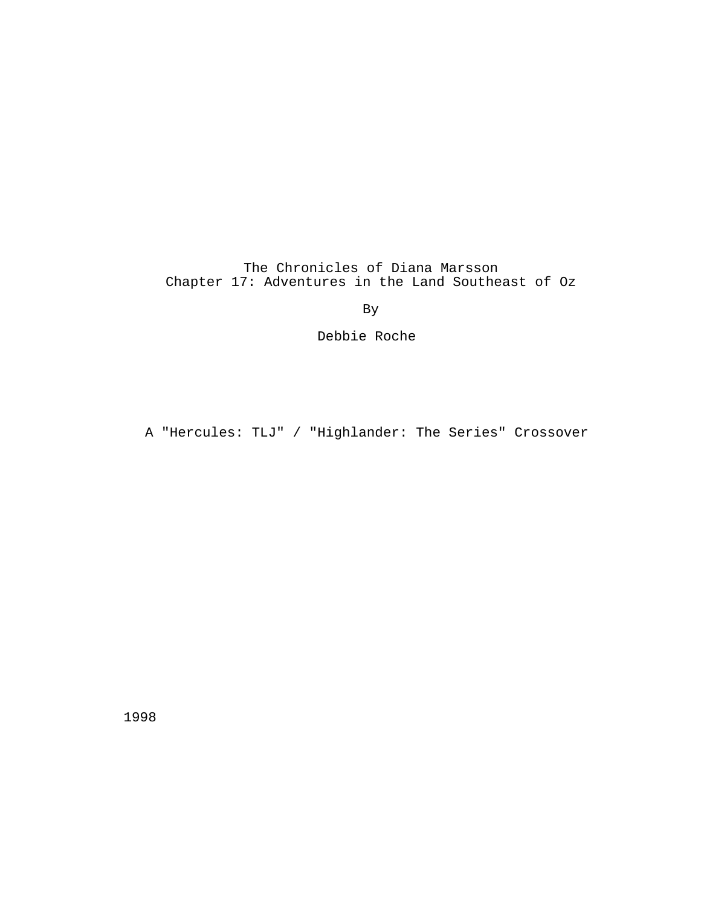# The Chronicles of Diana Marsson

## Chapter 17: Adventures in the Land Southeast of Oz

By

Debbie Roche

A "Hercules: TLJ" / "Highlander: The Series" Crossover

1998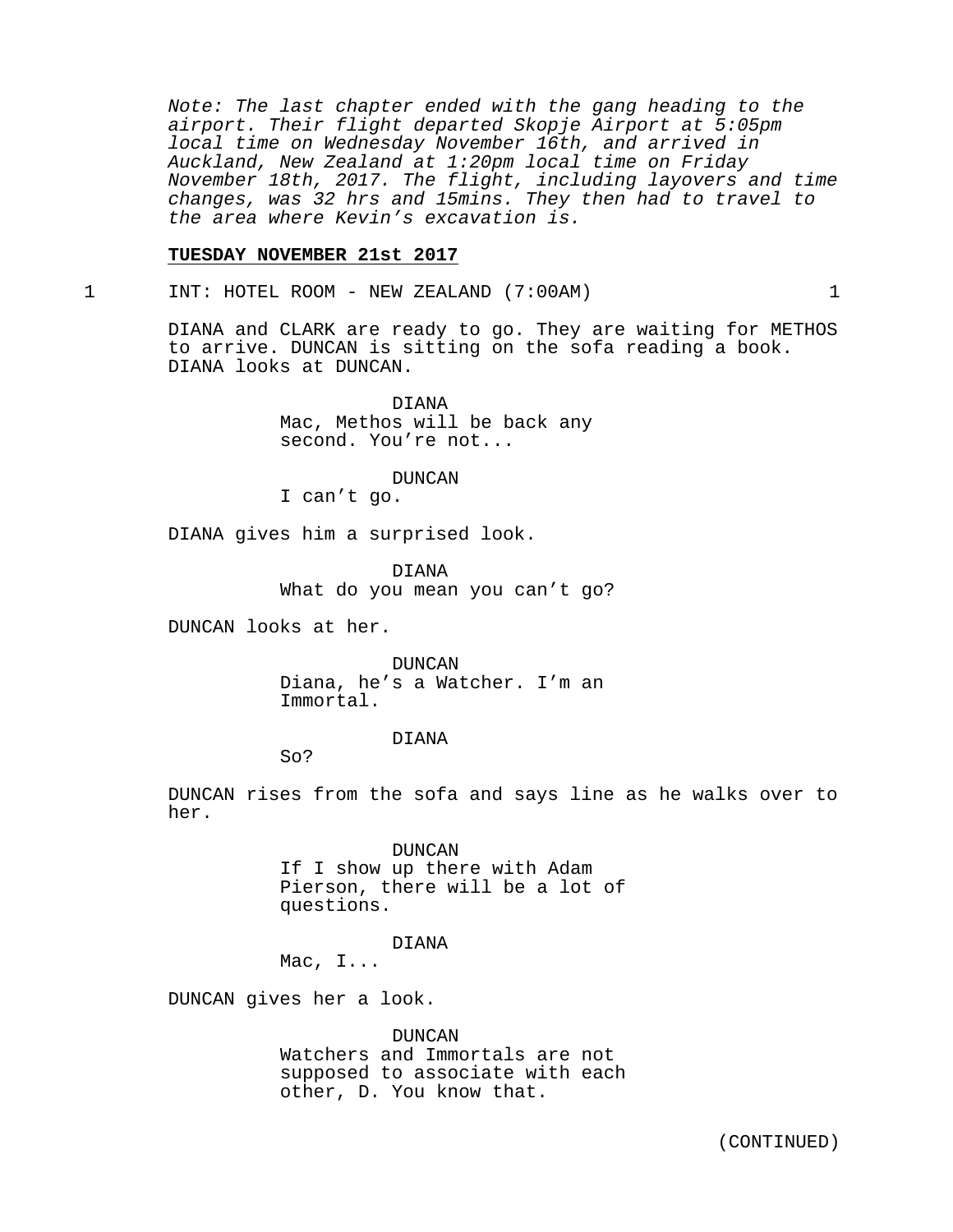*Note: The last chapter ended with the gang heading to the airport. Their flight departed Skopje Airport at 5:05pm local time on Wednesday November 16th, and arrived in Auckland, New Zealand at 1:20pm local time on Friday November 18th, 2017. The flight, including layovers and time changes, was 32 hrs and 15mins. They then had to travel to the area where Kevin's excavation is.*

**TUESDAY NOVEMBER 21st 2017**

1 INT: HOTEL ROOM - NEW ZEALAND (7:00AM) 1

DIANA and CLARK are ready to go. They are waiting for METHOS to arrive. DUNCAN is sitting on the sofa reading a book. DIANA looks at DUNCAN.

DIANA
Mac, Methos will be back any second. You're not...

DUNCAN
I can't go.

DIANA gives him a surprised look.

DIANA
What do you mean you can't go?

DUNCAN looks at her.

DUNCAN
Diana, he's a Watcher. I'm an Immortal.

DIANA
So?

DUNCAN rises from the sofa and says line as he walks over to her.

DUNCAN
If I show up there with Adam Pierson, there will be a lot of questions.

DIANA
Mac, I...

DUNCAN gives her a look.

DUNCAN
Watchers and Immortals are not supposed to associate with each other, D. You know that.

(CONTINUED)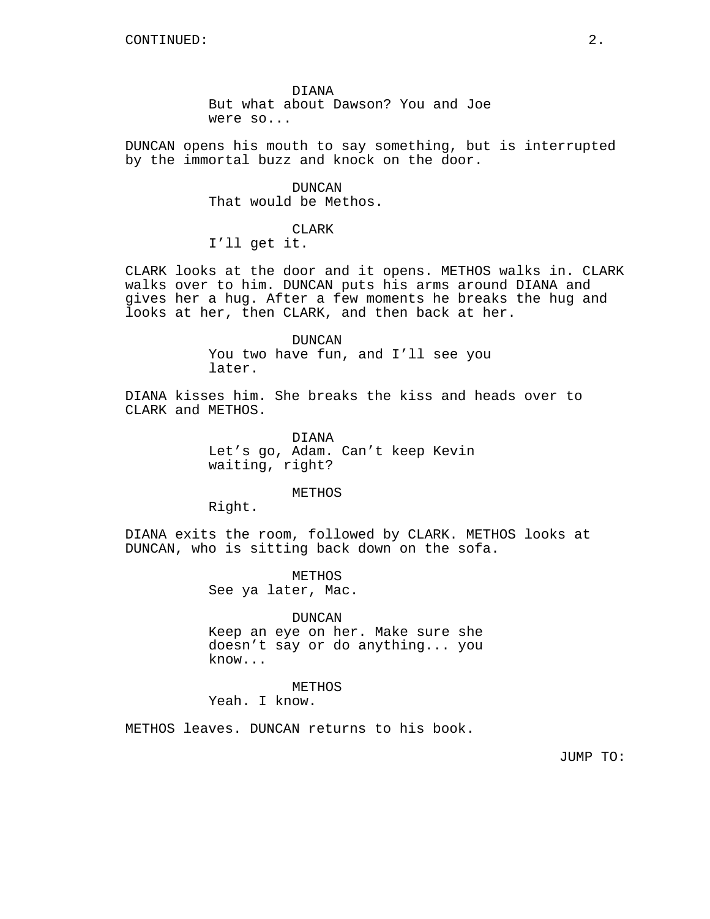CONTINUED:

DIANA
But what about Dawson? You and Joe were so...

DUNCAN opens his mouth to say something, but is interrupted by the immortal buzz and knock on the door.

DUNCAN
That would be Methos.

CLARK
I'll get it.

CLARK looks at the door and it opens. METHOS walks in. CLARK walks over to him. DUNCAN puts his arms around DIANA and gives her a hug. After a few moments he breaks the hug and looks at her, then CLARK, and then back at her.

DUNCAN
You two have fun, and I'll see you later.

DIANA kisses him. She breaks the kiss and heads over to CLARK and METHOS.

DIANA
Let's go, Adam. Can't keep Kevin waiting, right?

METHOS
Right.

DIANA exits the room, followed by CLARK. METHOS looks at DUNCAN, who is sitting back down on the sofa.

METHOS
See ya later, Mac.

DUNCAN
Keep an eye on her. Make sure she doesn't say or do anything... you know...

METHOS
Yeah. I know.

METHOS leaves. DUNCAN returns to his book.

JUMP TO: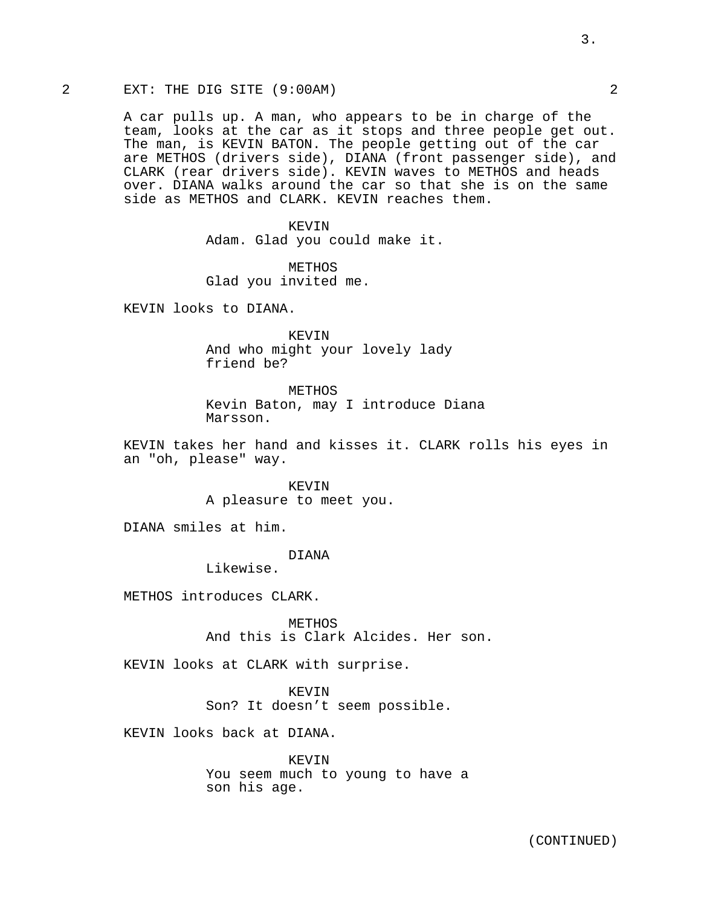2 EXT: THE DIG SITE (9:00AM) 2

A car pulls up. A man, who appears to be in charge of the team, looks at the car as it stops and three people get out. The man, is KEVIN BATON. The people getting out of the car are METHOS (drivers side), DIANA (front passenger side), and CLARK (rear drivers side). KEVIN waves to METHOS and heads over. DIANA walks around the car so that she is on the same side as METHOS and CLARK. KEVIN reaches them.

KEVIN
Adam. Glad you could make it.

METHOS
Glad you invited me.

KEVIN looks to DIANA.

KEVIN
And who might your lovely lady friend be?

METHOS
Kevin Baton, may I introduce Diana Marsson.

KEVIN takes her hand and kisses it. CLARK rolls his eyes in an "oh, please" way.

KEVIN
A pleasure to meet you.

DIANA smiles at him.

DIANA
Likewise.

METHOS introduces CLARK.

METHOS
And this is Clark Alcides. Her son.

KEVIN looks at CLARK with surprise.

KEVIN
Son? It doesn't seem possible.

KEVIN looks back at DIANA.

KEVIN
You seem much to young to have a son his age.

(CONTINUED)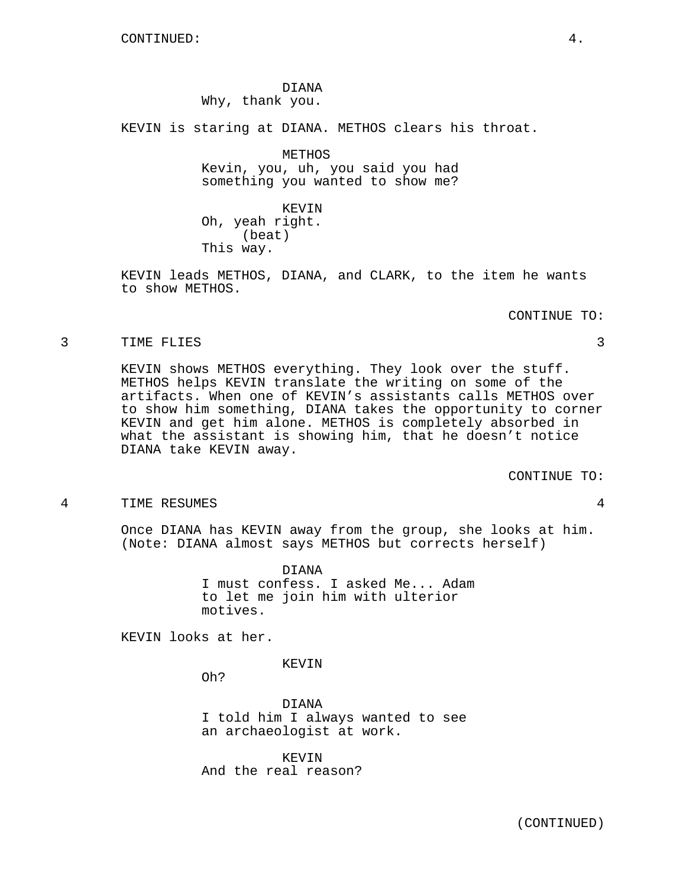CONTINUED:

DIANA
Why, thank you.

KEVIN is staring at DIANA. METHOS clears his throat.

METHOS
Kevin, you, uh, you said you had something you wanted to show me?

KEVIN
Oh, yeah right.
(beat)
This way.

KEVIN leads METHOS, DIANA, and CLARK, to the item he wants to show METHOS.

CONTINUE TO:

3 TIME FLIES 3

KEVIN shows METHOS everything. They look over the stuff. METHOS helps KEVIN translate the writing on some of the artifacts. When one of KEVIN's assistants calls METHOS over to show him something, DIANA takes the opportunity to corner KEVIN and get him alone. METHOS is completely absorbed in what the assistant is showing him, that he doesn't notice DIANA take KEVIN away.

CONTINUE TO:

4 TIME RESUMES 4

Once DIANA has KEVIN away from the group, she looks at him. (Note: DIANA almost says METHOS but corrects herself)

DIANA
I must confess. I asked Me... Adam to let me join him with ulterior motives.

KEVIN looks at her.

KEVIN
Oh?

DIANA
I told him I always wanted to see an archaeologist at work.

KEVIN
And the real reason?

(CONTINUED)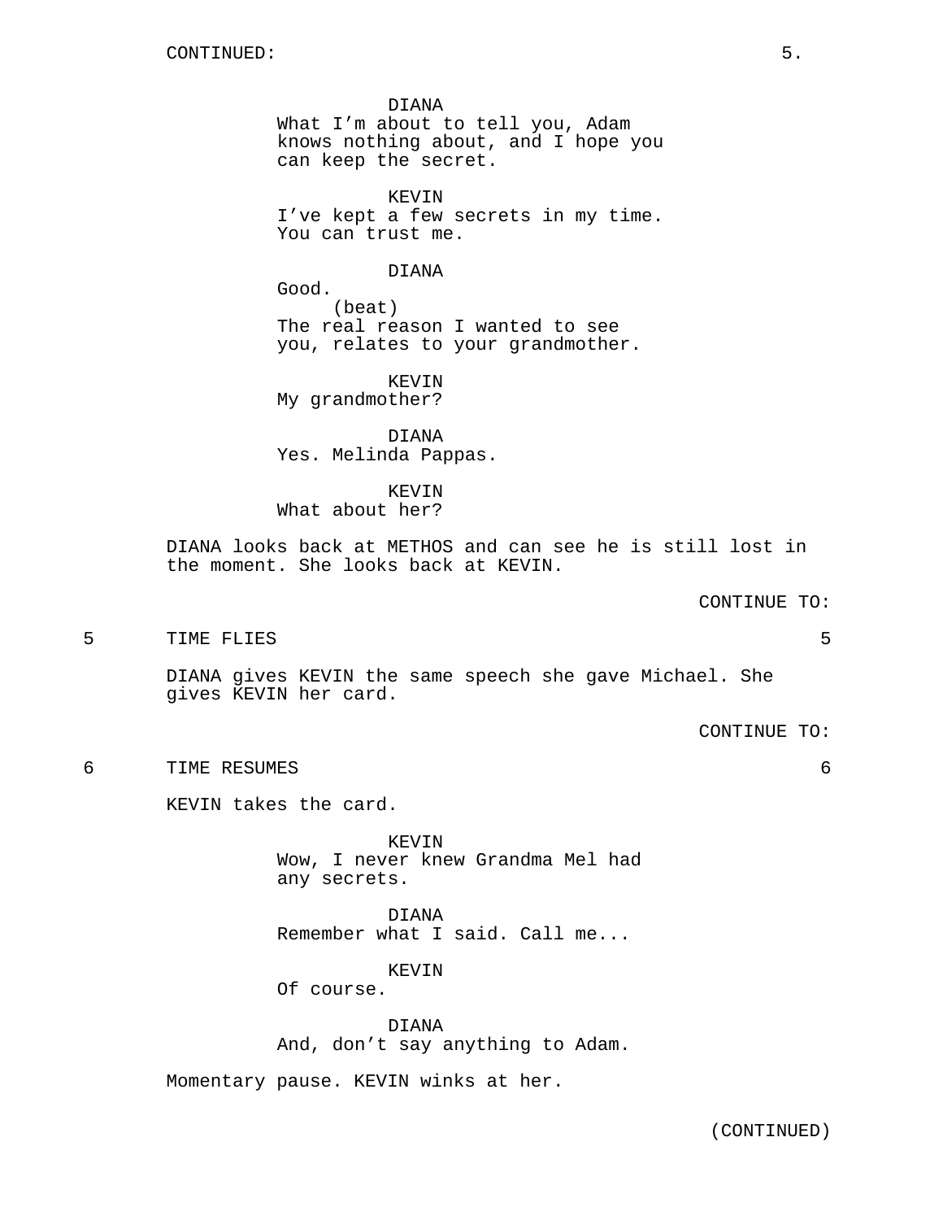CONTINUED:

DIANA
What I'm about to tell you, Adam knows nothing about, and I hope you can keep the secret.

KEVIN
I've kept a few secrets in my time. You can trust me.

DIANA
Good.
(beat)
The real reason I wanted to see you, relates to your grandmother.

KEVIN
My grandmother?

DIANA
Yes. Melinda Pappas.

KEVIN
What about her?

DIANA looks back at METHOS and can see he is still lost in the moment. She looks back at KEVIN.

CONTINUE TO:

5 TIME FLIES 5

DIANA gives KEVIN the same speech she gave Michael. She gives KEVIN her card.

CONTINUE TO:

6 TIME RESUMES 6

KEVIN takes the card.

KEVIN
Wow, I never knew Grandma Mel had any secrets.

DIANA
Remember what I said. Call me...

KEVIN
Of course.

DIANA
And, don't say anything to Adam.

Momentary pause. KEVIN winks at her.

(CONTINUED)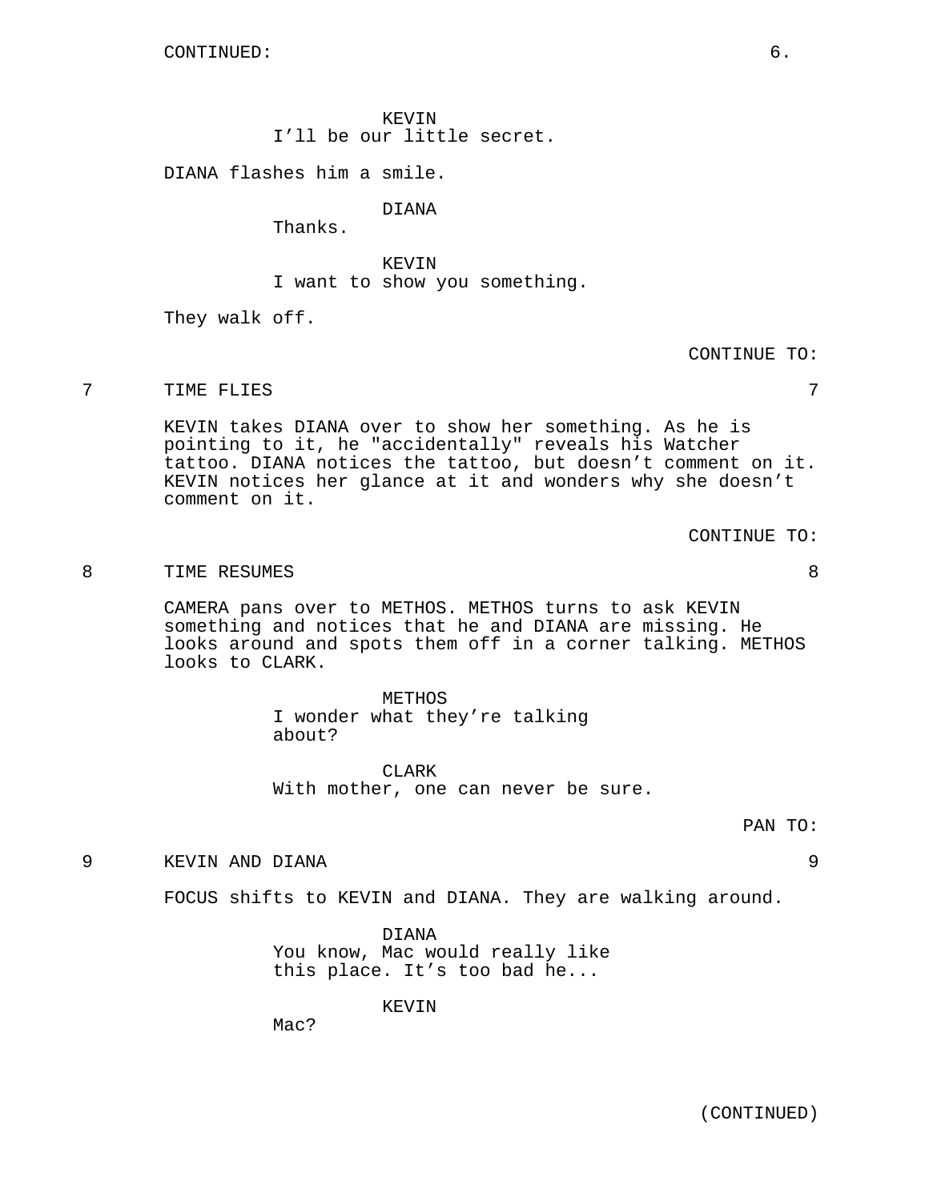CONTINUED:

KEVIN
I'll be our little secret.

DIANA flashes him a smile.

DIANA
Thanks.

KEVIN
I want to show you something.

They walk off.

CONTINUE TO:

7 TIME FLIES 7

KEVIN takes DIANA over to show her something. As he is pointing to it, he "accidentally" reveals his Watcher tattoo. DIANA notices the tattoo, but doesn't comment on it. KEVIN notices her glance at it and wonders why she doesn't comment on it.

CONTINUE TO:

8 TIME RESUMES 8

CAMERA pans over to METHOS. METHOS turns to ask KEVIN something and notices that he and DIANA are missing. He looks around and spots them off in a corner talking. METHOS looks to CLARK.

METHOS
I wonder what they're talking about?

CLARK
With mother, one can never be sure.

PAN TO:

9 KEVIN AND DIANA 9

FOCUS shifts to KEVIN and DIANA. They are walking around.

DIANA
You know, Mac would really like this place. It's too bad he...

KEVIN
Mac?

(CONTINUED)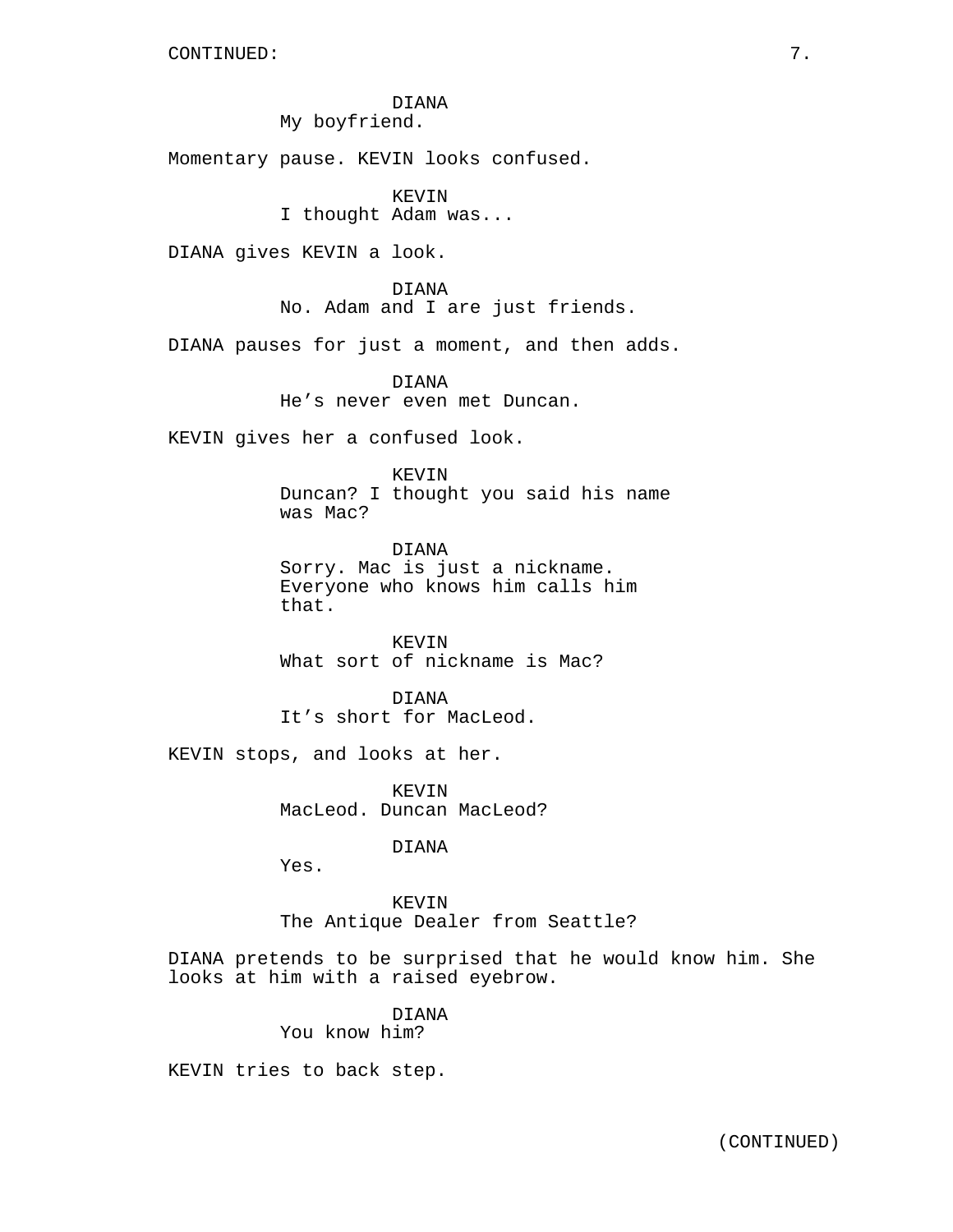DIANA
My boyfriend.

Momentary pause. KEVIN looks confused.

KEVIN
I thought Adam was...

DIANA gives KEVIN a look.

DIANA
No. Adam and I are just friends.

DIANA pauses for just a moment, and then adds.

DIANA
He’s never even met Duncan.

KEVIN gives her a confused look.

KEVIN
Duncan? I thought you said his name was Mac?

DIANA
Sorry. Mac is just a nickname. Everyone who knows him calls him that.

KEVIN
What sort of nickname is Mac?

DIANA
It’s short for MacLeod.

KEVIN stops, and looks at her.

KEVIN
MacLeod. Duncan MacLeod?

DIANA
Yes.

KEVIN
The Antique Dealer from Seattle?

DIANA pretends to be surprised that he would know him. She looks at him with a raised eyebrow.

DIANA
You know him?

KEVIN tries to back step.

(CONTINUED)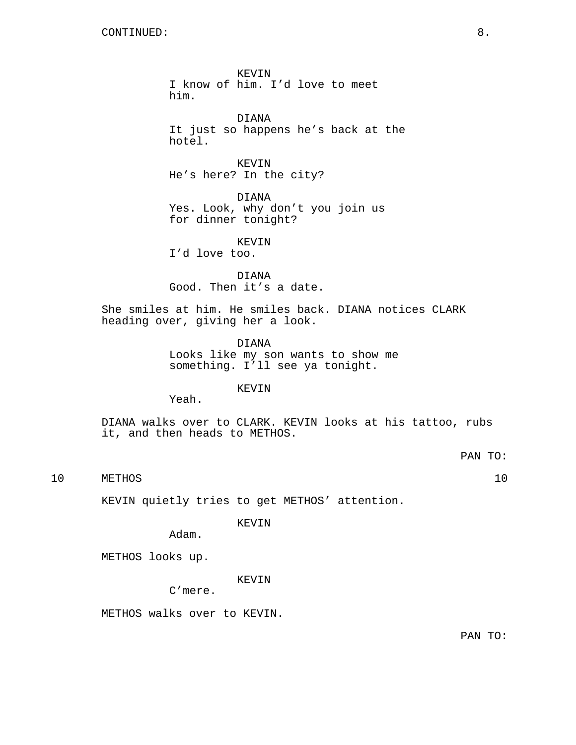CONTINUED:

KEVIN
I know of him. I'd love to meet him.

DIANA
It just so happens he's back at the hotel.

KEVIN
He's here? In the city?

DIANA
Yes. Look, why don't you join us for dinner tonight?

KEVIN
I'd love too.

DIANA
Good. Then it's a date.

She smiles at him. He smiles back. DIANA notices CLARK heading over, giving her a look.

DIANA
Looks like my son wants to show me something. I'll see ya tonight.

KEVIN
Yeah.

DIANA walks over to CLARK. KEVIN looks at his tattoo, rubs it, and then heads to METHOS.

PAN TO:

10 METHOS 10

KEVIN quietly tries to get METHOS' attention.

KEVIN
Adam.

METHOS looks up.

KEVIN
C'mere.

METHOS walks over to KEVIN.

PAN TO: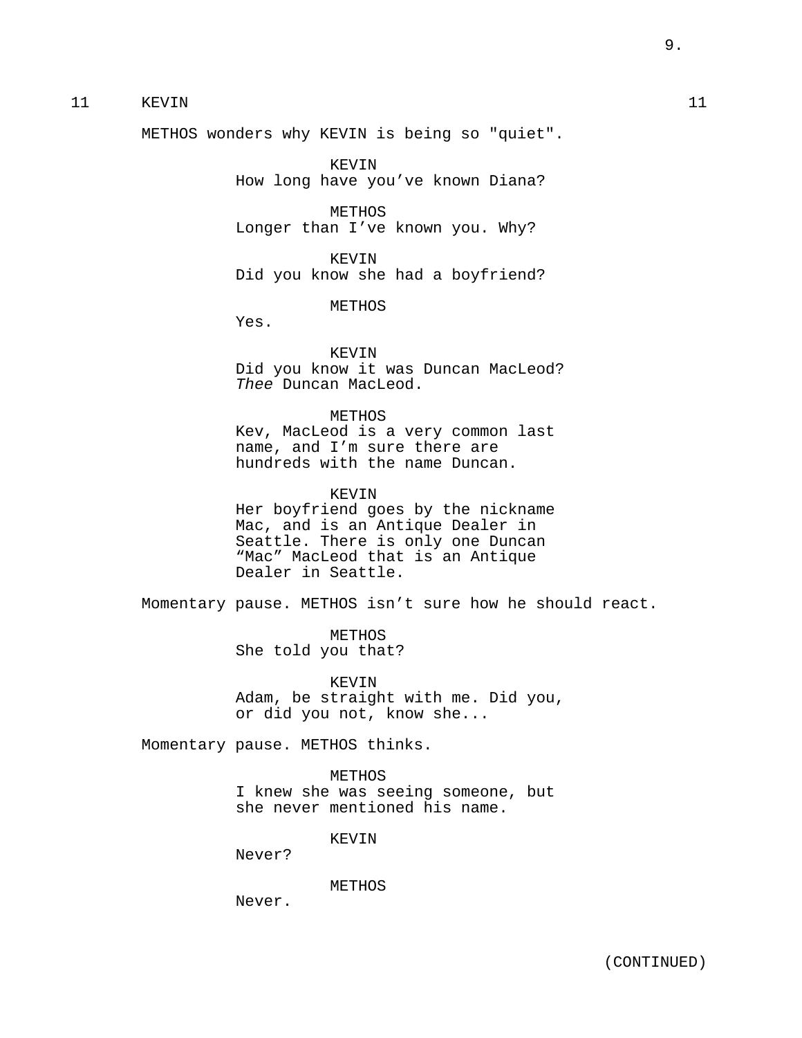11 KEVIN 11

METHOS wonders why KEVIN is being so "quiet".

KEVIN
How long have you've known Diana?

METHOS
Longer than I've known you. Why?

KEVIN
Did you know she had a boyfriend?

METHOS
Yes.

KEVIN
Did you know it was Duncan MacLeod? *Thee* Duncan MacLeod.

METHOS
Kev, MacLeod is a very common last name, and I'm sure there are hundreds with the name Duncan.

KEVIN
Her boyfriend goes by the nickname Mac, and is an Antique Dealer in Seattle. There is only one Duncan "Mac" MacLeod that is an Antique Dealer in Seattle.

Momentary pause. METHOS isn't sure how he should react.

METHOS
She told you that?

KEVIN
Adam, be straight with me. Did you, or did you not, know she...

Momentary pause. METHOS thinks.

METHOS
I knew she was seeing someone, but she never mentioned his name.

KEVIN
Never?

METHOS
Never.

(CONTINUED)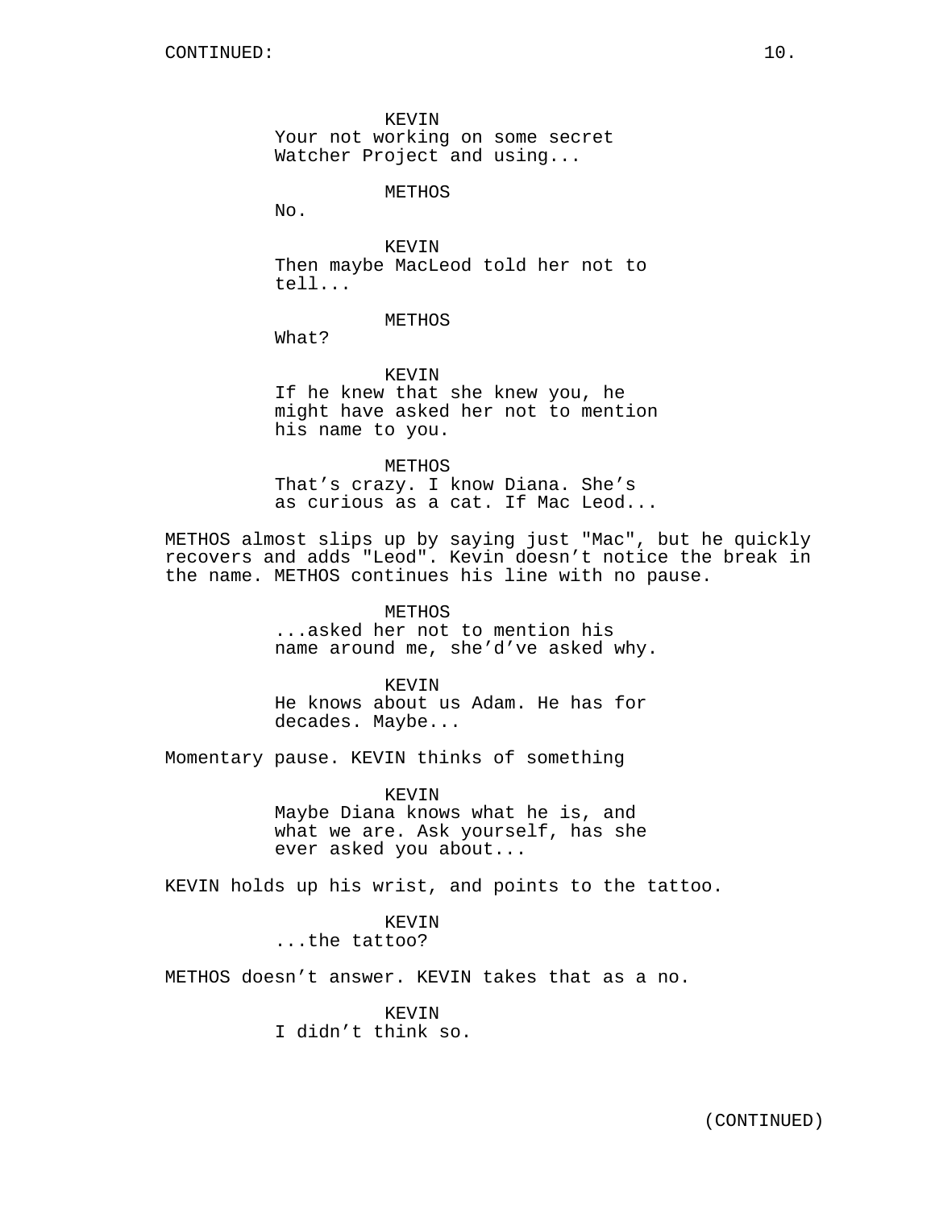CONTINUED:

KEVIN
Your not working on some secret Watcher Project and using...

METHOS
No.

KEVIN
Then maybe MacLeod told her not to tell...

METHOS
What?

KEVIN
If he knew that she knew you, he might have asked her not to mention his name to you.

METHOS
That’s crazy. I know Diana. She’s as curious as a cat. If Mac Leod...

METHOS almost slips up by saying just "Mac", but he quickly recovers and adds "Leod". Kevin doesn’t notice the break in the name. METHOS continues his line with no pause.

METHOS
...asked her not to mention his name around me, she’d’ve asked why.

KEVIN
He knows about us Adam. He has for decades. Maybe...

Momentary pause. KEVIN thinks of something

KEVIN
Maybe Diana knows what he is, and what we are. Ask yourself, has she ever asked you about...

KEVIN holds up his wrist, and points to the tattoo.

KEVIN
...the tattoo?

METHOS doesn’t answer. KEVIN takes that as a no.

KEVIN
I didn’t think so.

(CONTINUED)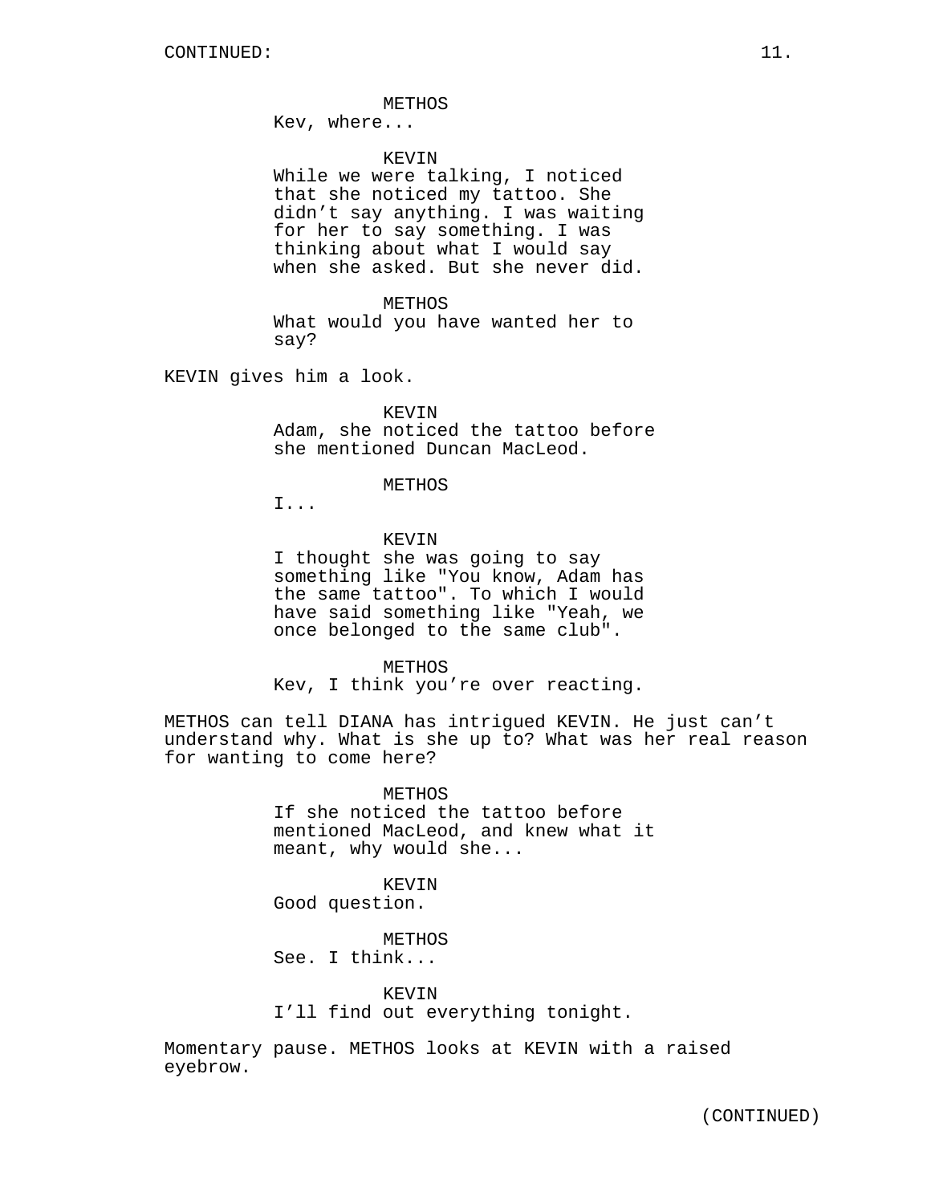CONTINUED:

METHOS
Kev, where...

KEVIN
While we were talking, I noticed that she noticed my tattoo. She didn't say anything. I was waiting for her to say something. I was thinking about what I would say when she asked. But she never did.

METHOS
What would you have wanted her to say?

KEVIN gives him a look.

KEVIN
Adam, she noticed the tattoo before she mentioned Duncan MacLeod.

METHOS
I...

KEVIN
I thought she was going to say something like "You know, Adam has the same tattoo". To which I would have said something like "Yeah, we once belonged to the same club".

METHOS
Kev, I think you're over reacting.

METHOS can tell DIANA has intrigued KEVIN. He just can't understand why. What is she up to? What was her real reason for wanting to come here?

METHOS
If she noticed the tattoo before mentioned MacLeod, and knew what it meant, why would she...

KEVIN
Good question.

METHOS
See. I think...

KEVIN
I'll find out everything tonight.

Momentary pause. METHOS looks at KEVIN with a raised eyebrow.

(CONTINUED)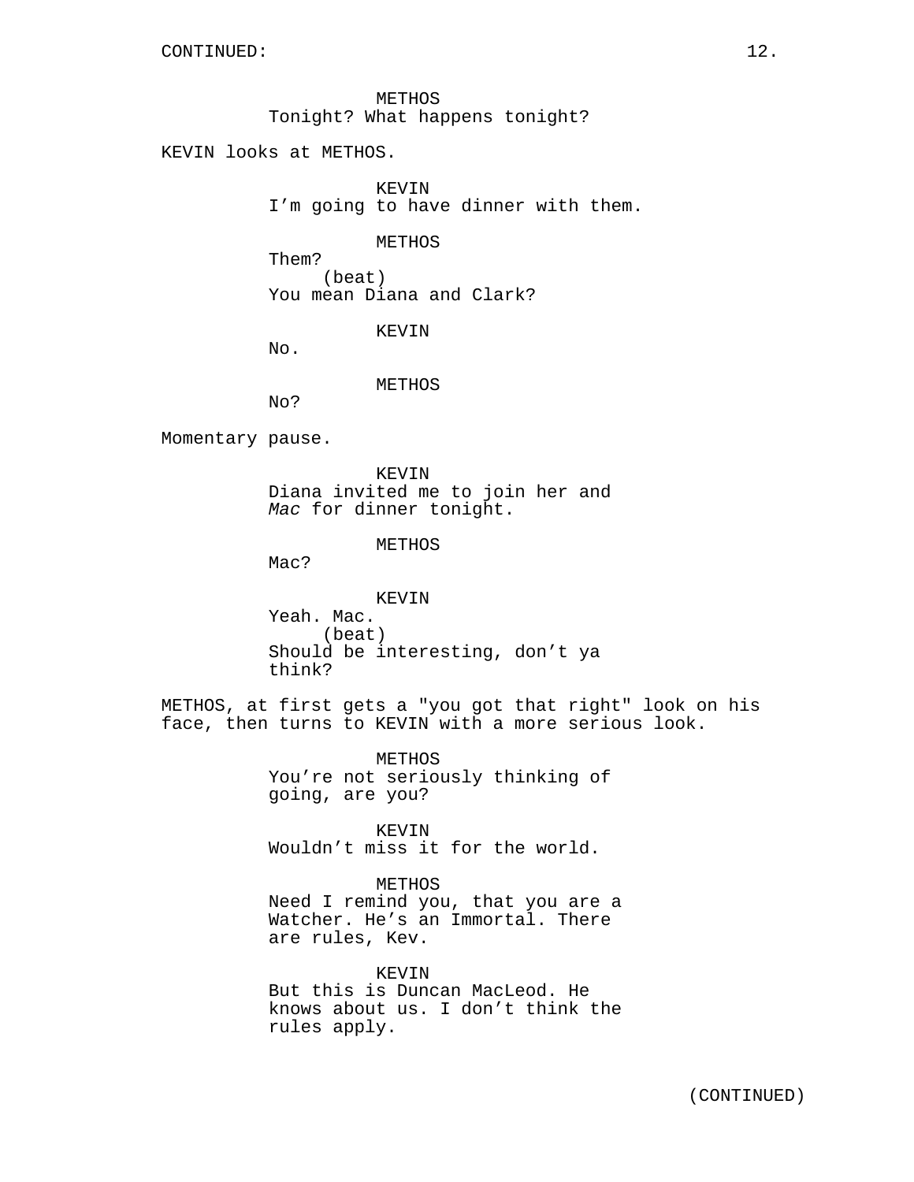CONTINUED:

METHOS
Tonight? What happens tonight?

KEVIN looks at METHOS.

KEVIN
I'm going to have dinner with them.

METHOS
Them?
(beat)
You mean Diana and Clark?

KEVIN
No.

METHOS
No?

Momentary pause.

KEVIN
Diana invited me to join her and *Mac* for dinner tonight.

METHOS
Mac?

KEVIN
Yeah. Mac.
(beat)
Should be interesting, don't ya think?

METHOS, at first gets a "you got that right" look on his face, then turns to KEVIN with a more serious look.

METHOS
You're not seriously thinking of going, are you?

KEVIN
Wouldn't miss it for the world.

METHOS
Need I remind you, that you are a Watcher. He's an Immortal. There are rules, Kev.

KEVIN
But this is Duncan MacLeod. He knows about us. I don't think the rules apply.

(CONTINUED)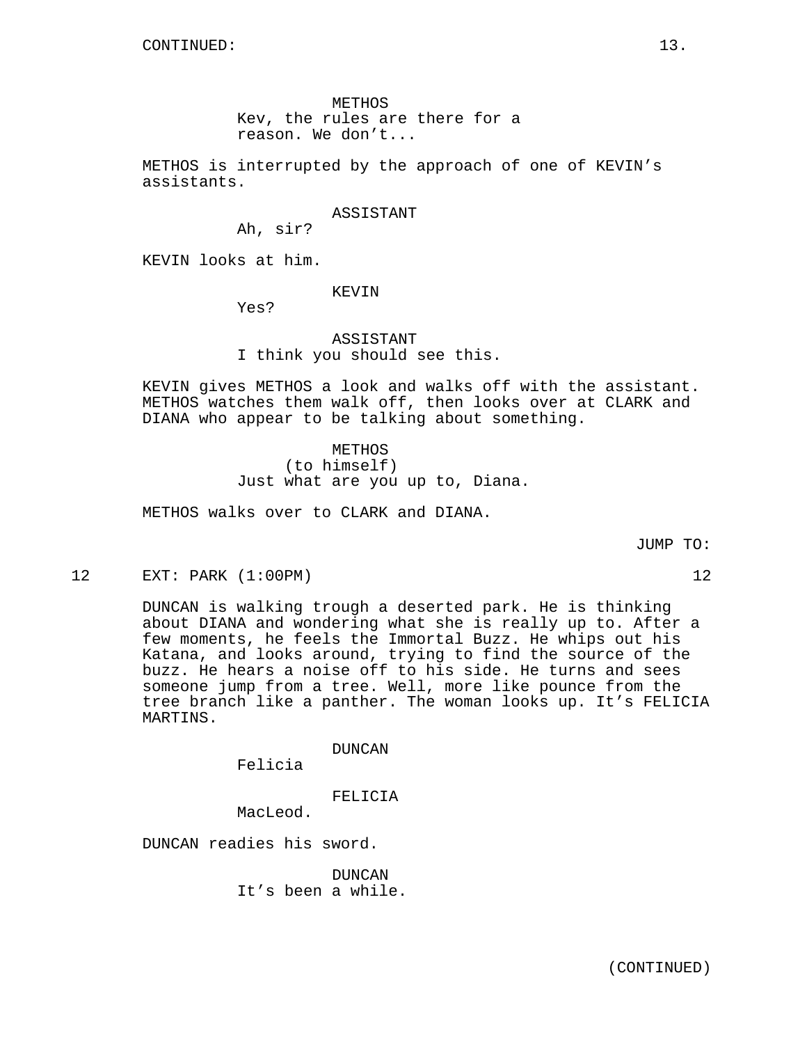CONTINUED:

METHOS
Kev, the rules are there for a reason. We don't...

METHOS is interrupted by the approach of one of KEVIN's assistants.

ASSISTANT
Ah, sir?

KEVIN looks at him.

KEVIN
Yes?

ASSISTANT
I think you should see this.

KEVIN gives METHOS a look and walks off with the assistant. METHOS watches them walk off, then looks over at CLARK and DIANA who appear to be talking about something.

METHOS
(to himself)
Just what are you up to, Diana.

METHOS walks over to CLARK and DIANA.

JUMP TO:

12 EXT: PARK (1:00PM) 12

DUNCAN is walking trough a deserted park. He is thinking about DIANA and wondering what she is really up to. After a few moments, he feels the Immortal Buzz. He whips out his Katana, and looks around, trying to find the source of the buzz. He hears a noise off to his side. He turns and sees someone jump from a tree. Well, more like pounce from the tree branch like a panther. The woman looks up. It's FELICIA MARTINS.

DUNCAN
Felicia

FELICIA
MacLeod.

DUNCAN readies his sword.

DUNCAN
It's been a while.

(CONTINUED)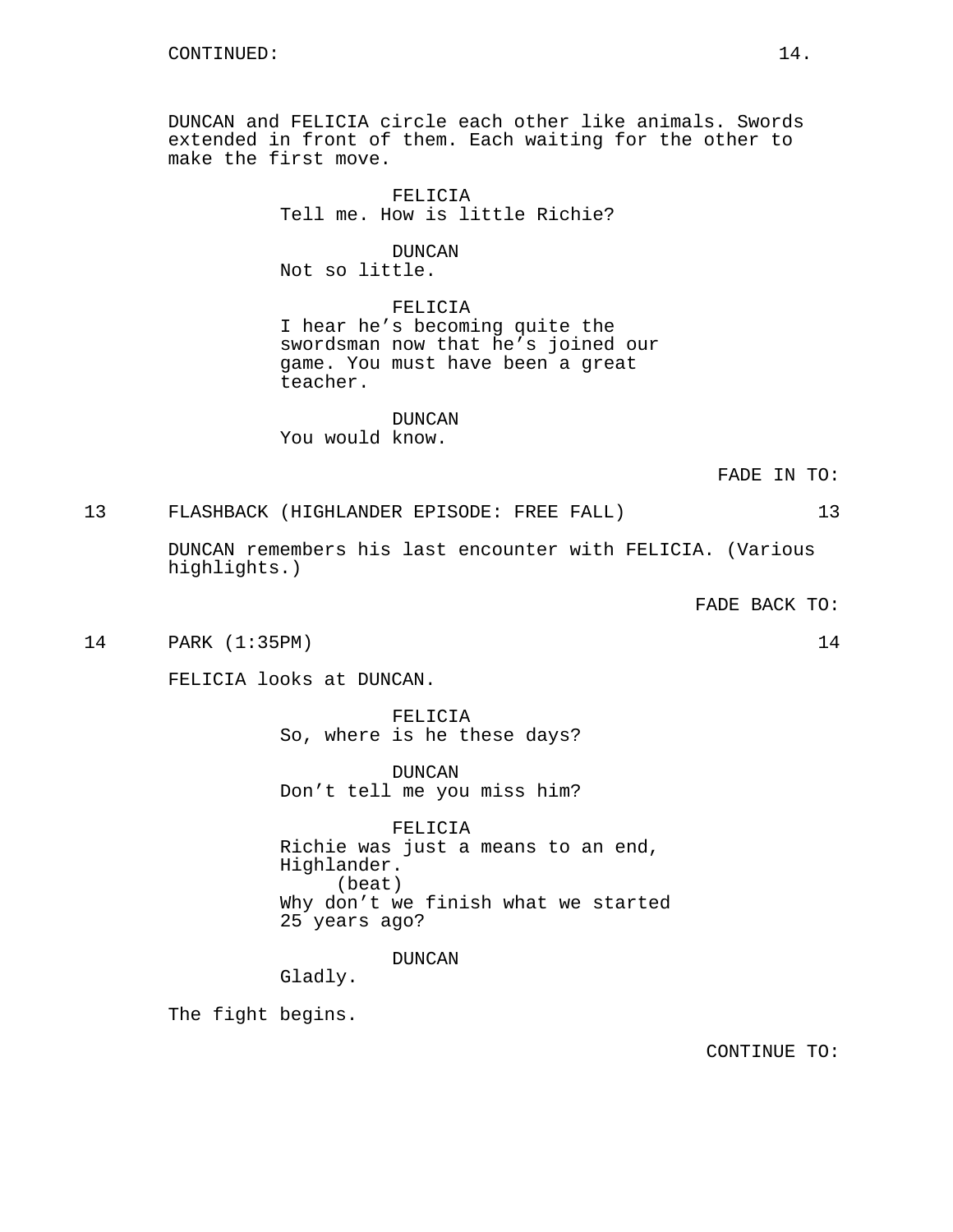CONTINUED:

DUNCAN and FELICIA circle each other like animals. Swords extended in front of them. Each waiting for the other to make the first move.

FELICIA
Tell me. How is little Richie?

DUNCAN
Not so little.

FELICIA
I hear he's becoming quite the swordsman now that he's joined our game. You must have been a great teacher.

DUNCAN
You would know.

FADE IN TO:

13 FLASHBACK (HIGHLANDER EPISODE: FREE FALL) 13

DUNCAN remembers his last encounter with FELICIA. (Various highlights.)

FADE BACK TO:

14 PARK (1:35PM) 14

FELICIA looks at DUNCAN.

FELICIA
So, where is he these days?

DUNCAN
Don't tell me you miss him?

FELICIA
Richie was just a means to an end, Highlander.
(beat)
Why don't we finish what we started 25 years ago?

DUNCAN
Gladly.

The fight begins.

CONTINUE TO: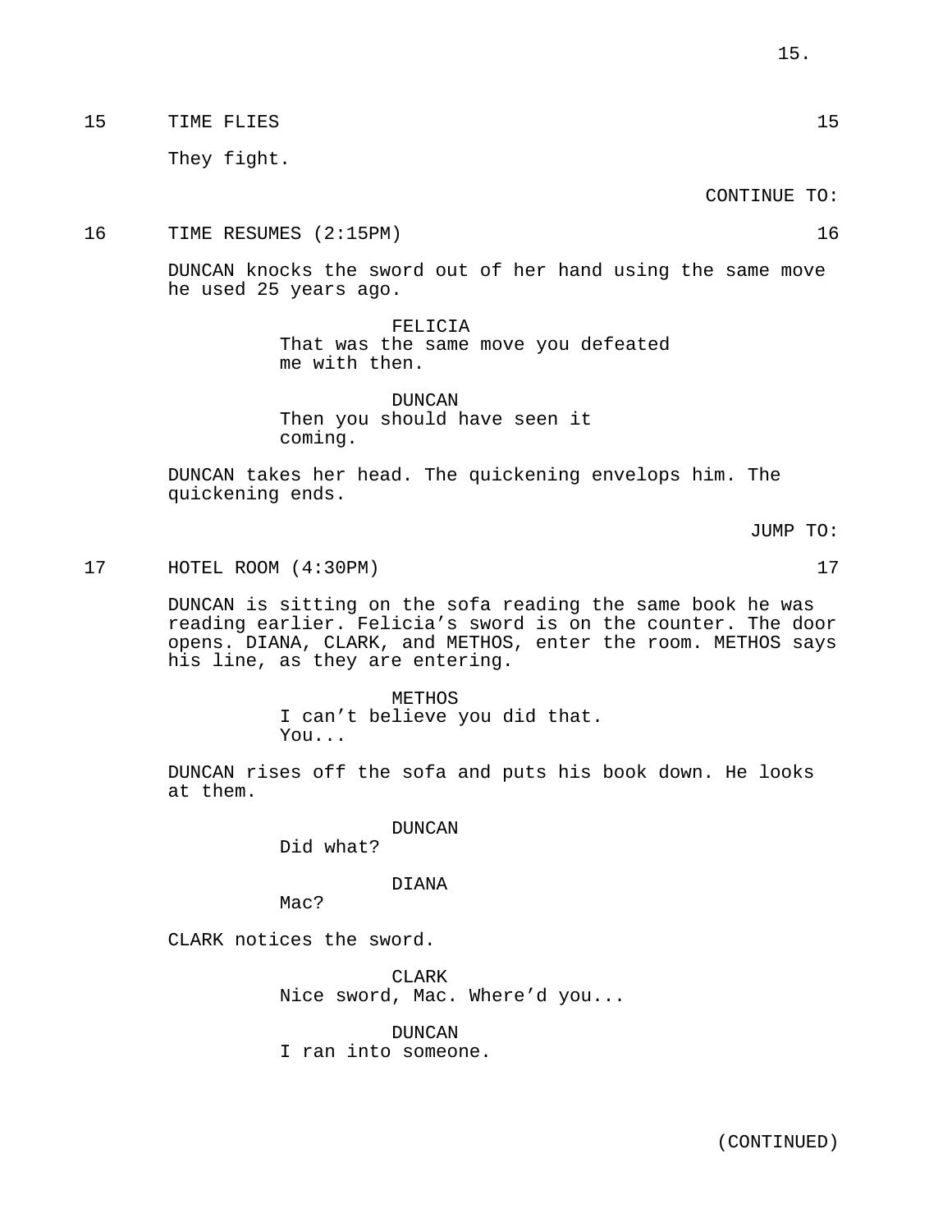15 TIME FLIES 15

They fight.

CONTINUE TO:

16 TIME RESUMES (2:15PM) 16

DUNCAN knocks the sword out of her hand using the same move he used 25 years ago.

FELICIA
That was the same move you defeated me with then.

DUNCAN
Then you should have seen it coming.

DUNCAN takes her head. The quickening envelops him. The quickening ends.

JUMP TO:

17 HOTEL ROOM (4:30PM) 17

DUNCAN is sitting on the sofa reading the same book he was reading earlier. Felicia's sword is on the counter. The door opens. DIANA, CLARK, and METHOS, enter the room. METHOS says his line, as they are entering.

METHOS
I can't believe you did that. You...

DUNCAN rises off the sofa and puts his book down. He looks at them.

DUNCAN
Did what?

DIANA
Mac?

CLARK notices the sword.

CLARK
Nice sword, Mac. Where'd you...

DUNCAN
I ran into someone.

(CONTINUED)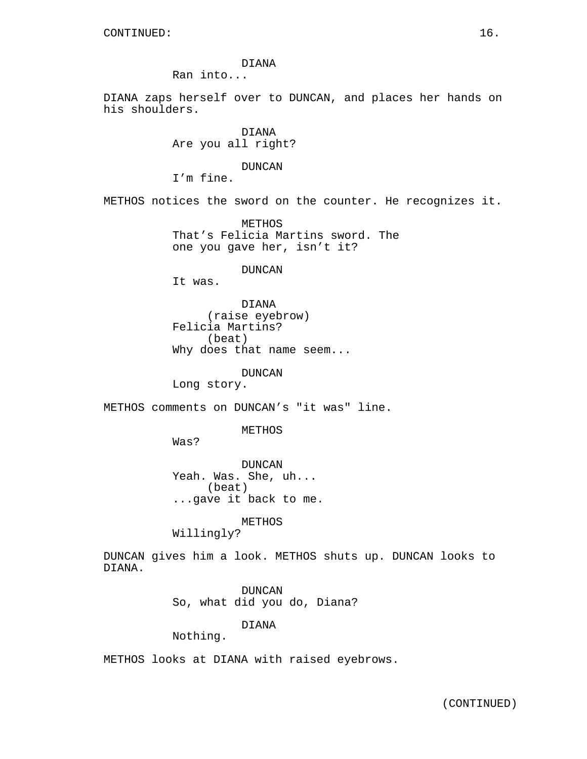CONTINUED:

DIANA
Ran into...

DIANA zaps herself over to DUNCAN, and places her hands on his shoulders.

DIANA
Are you all right?

DUNCAN
I'm fine.

METHOS notices the sword on the counter. He recognizes it.

METHOS
That's Felicia Martins sword. The one you gave her, isn't it?

DUNCAN
It was.

DIANA
(raise eyebrow)
Felicia Martins?
(beat)
Why does that name seem...

DUNCAN
Long story.

METHOS comments on DUNCAN's "it was" line.

METHOS
Was?

DUNCAN
Yeah. Was. She, uh...
(beat)
...gave it back to me.

METHOS
Willingly?

DUNCAN gives him a look. METHOS shuts up. DUNCAN looks to DIANA.

DUNCAN
So, what did you do, Diana?

DIANA
Nothing.

METHOS looks at DIANA with raised eyebrows.

(CONTINUED)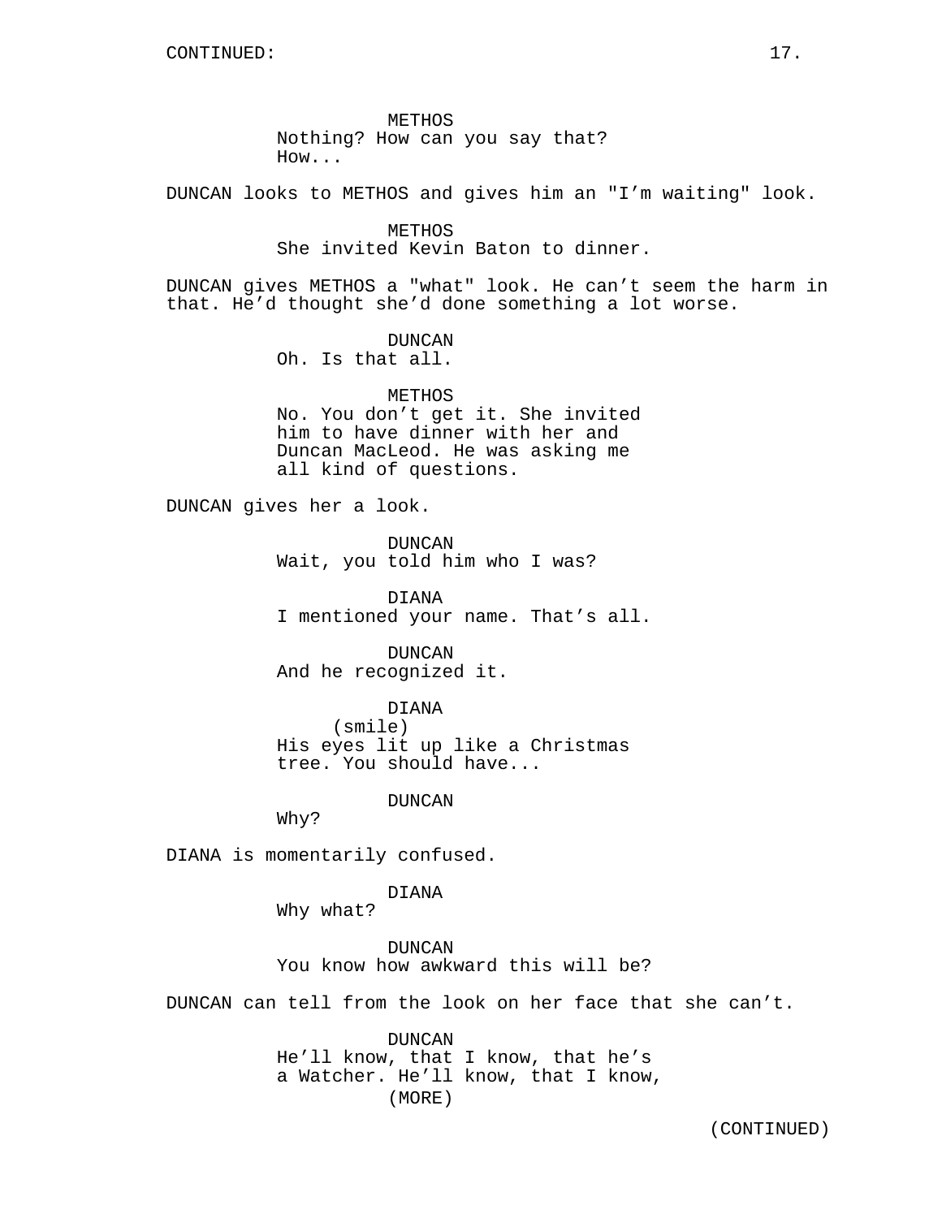CONTINUED:

METHOS
Nothing? How can you say that? How...

DUNCAN looks to METHOS and gives him an "I'm waiting" look.

METHOS
She invited Kevin Baton to dinner.

DUNCAN gives METHOS a "what" look. He can't seem the harm in that. He'd thought she'd done something a lot worse.

DUNCAN
Oh. Is that all.

METHOS
No. You don't get it. She invited him to have dinner with her and Duncan MacLeod. He was asking me all kind of questions.

DUNCAN gives her a look.

DUNCAN
Wait, you told him who I was?

DIANA
I mentioned your name. That's all.

DUNCAN
And he recognized it.

DIANA
(smile)
His eyes lit up like a Christmas tree. You should have...

DUNCAN
Why?

DIANA is momentarily confused.

DIANA
Why what?

DUNCAN
You know how awkward this will be?

DUNCAN can tell from the look on her face that she can't.

DUNCAN
He'll know, that I know, that he's a Watcher. He'll know, that I know,
(MORE)

(CONTINUED)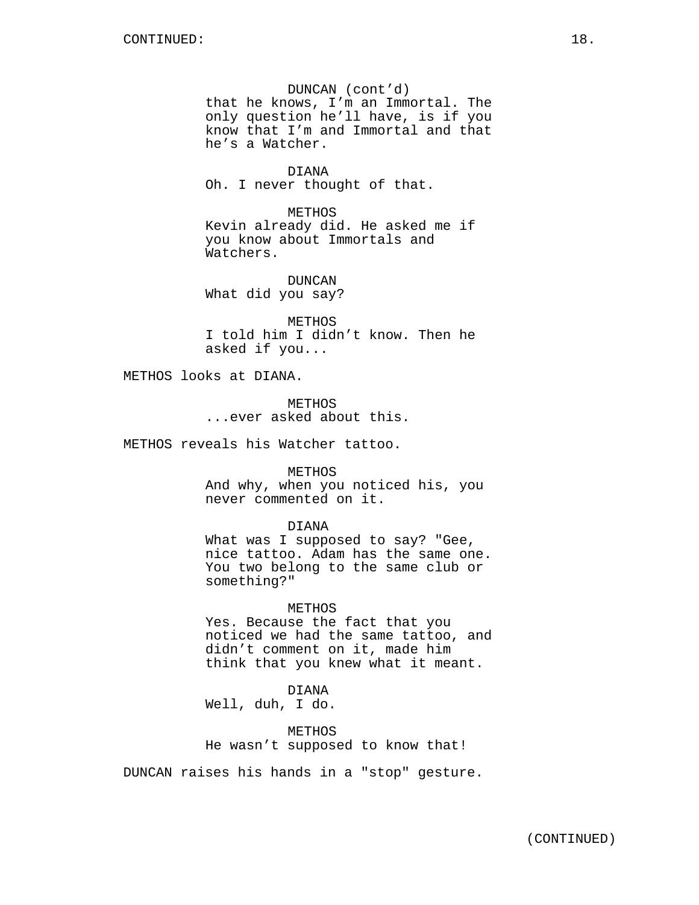CONTINUED:

DUNCAN (cont'd)
that he knows, I'm an Immortal. The only question he'll have, is if you know that I'm and Immortal and that he's a Watcher.

DIANA
Oh. I never thought of that.

METHOS
Kevin already did. He asked me if you know about Immortals and Watchers.

DUNCAN
What did you say?

METHOS
I told him I didn't know. Then he asked if you...

METHOS looks at DIANA.

METHOS
...ever asked about this.

METHOS reveals his Watcher tattoo.

METHOS
And why, when you noticed his, you never commented on it.

DIANA
What was I supposed to say? "Gee, nice tattoo. Adam has the same one. You two belong to the same club or something?"

METHOS
Yes. Because the fact that you noticed we had the same tattoo, and didn't comment on it, made him think that you knew what it meant.

DIANA
Well, duh, I do.

METHOS
He wasn't supposed to know that!

DUNCAN raises his hands in a "stop" gesture.

(CONTINUED)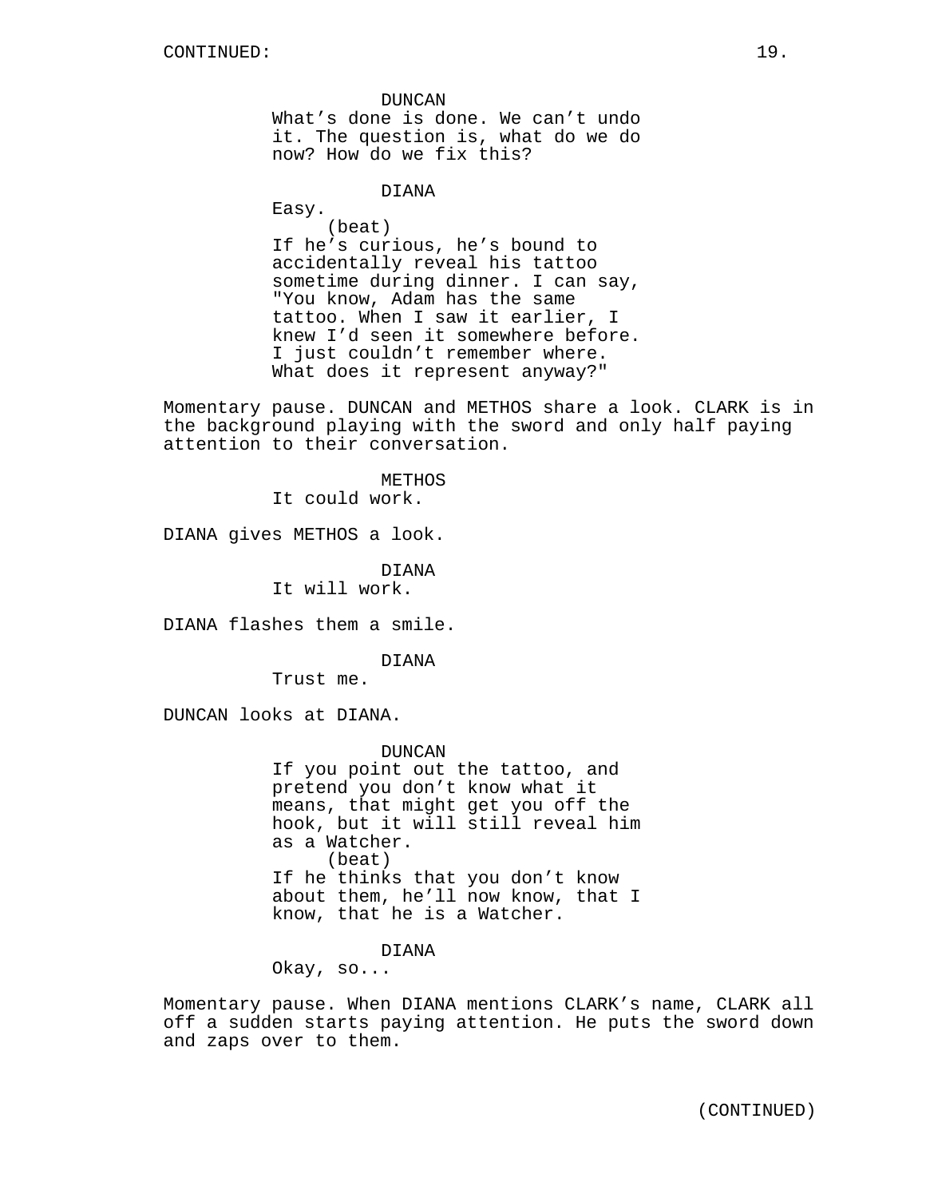CONTINUED:

DUNCAN
What's done is done. We can't undo it. The question is, what do we do now? How do we fix this?

DIANA
Easy.
(beat)
If he's curious, he's bound to accidentally reveal his tattoo sometime during dinner. I can say, "You know, Adam has the same tattoo. When I saw it earlier, I knew I'd seen it somewhere before. I just couldn't remember where. What does it represent anyway?"

Momentary pause. DUNCAN and METHOS share a look. CLARK is in the background playing with the sword and only half paying attention to their conversation.

METHOS
It could work.

DIANA gives METHOS a look.

DIANA
It will work.

DIANA flashes them a smile.

DIANA
Trust me.

DUNCAN looks at DIANA.

DUNCAN
If you point out the tattoo, and pretend you don't know what it means, that might get you off the hook, but it will still reveal him as a Watcher.
(beat)
If he thinks that you don't know about them, he'll now know, that I know, that he is a Watcher.

DIANA
Okay, so...

Momentary pause. When DIANA mentions CLARK's name, CLARK all off a sudden starts paying attention. He puts the sword down and zaps over to them.

(CONTINUED)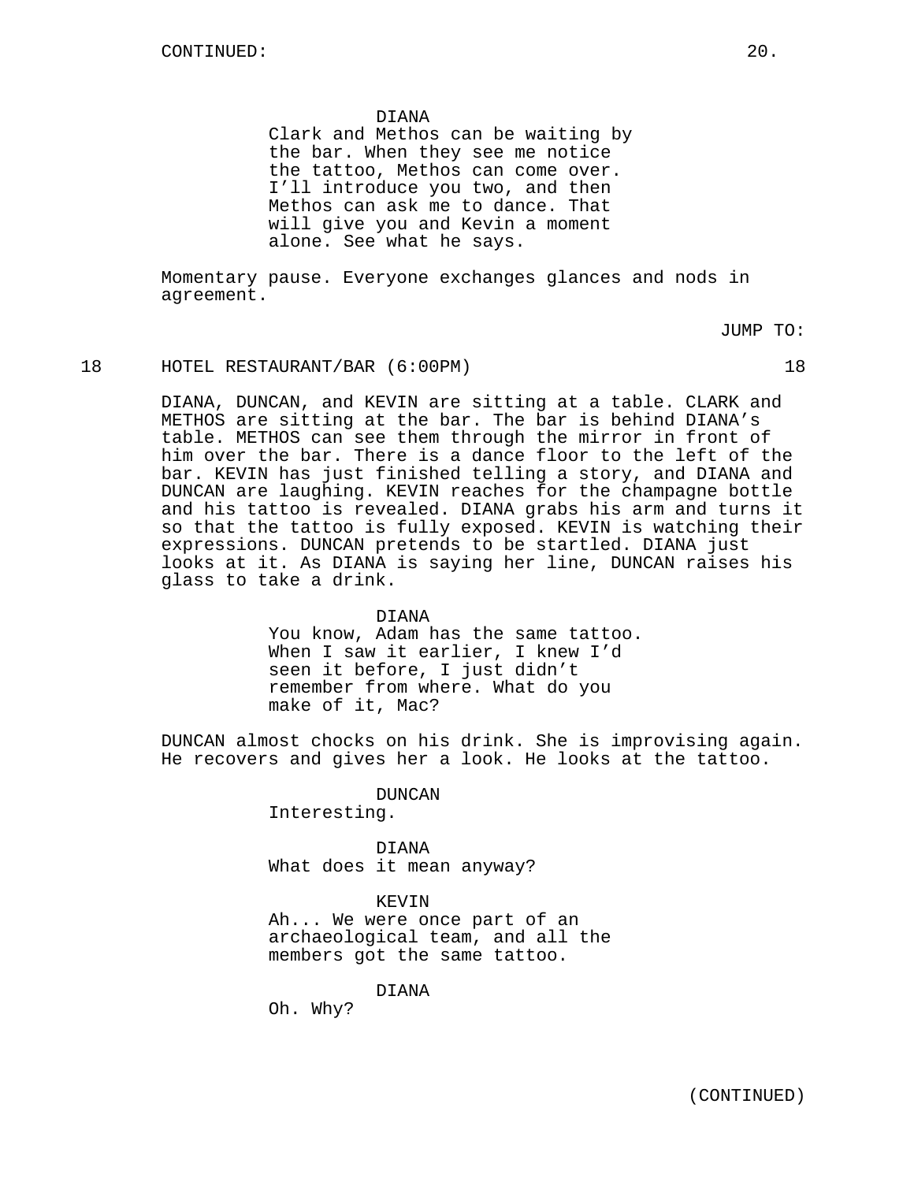CONTINUED:

DIANA
Clark and Methos can be waiting by the bar. When they see me notice the tattoo, Methos can come over. I'll introduce you two, and then Methos can ask me to dance. That will give you and Kevin a moment alone. See what he says.

Momentary pause. Everyone exchanges glances and nods in agreement.

JUMP TO:

18 HOTEL RESTAURANT/BAR (6:00PM) 18

DIANA, DUNCAN, and KEVIN are sitting at a table. CLARK and METHOS are sitting at the bar. The bar is behind DIANA's table. METHOS can see them through the mirror in front of him over the bar. There is a dance floor to the left of the bar. KEVIN has just finished telling a story, and DIANA and DUNCAN are laughing. KEVIN reaches for the champagne bottle and his tattoo is revealed. DIANA grabs his arm and turns it so that the tattoo is fully exposed. KEVIN is watching their expressions. DUNCAN pretends to be startled. DIANA just looks at it. As DIANA is saying her line, DUNCAN raises his glass to take a drink.

DIANA
You know, Adam has the same tattoo. When I saw it earlier, I knew I'd seen it before, I just didn't remember from where. What do you make of it, Mac?

DUNCAN almost chocks on his drink. She is improvising again. He recovers and gives her a look. He looks at the tattoo.

DUNCAN
Interesting.

DIANA
What does it mean anyway?

KEVIN
Ah... We were once part of an archaeological team, and all the members got the same tattoo.

DIANA
Oh. Why?

(CONTINUED)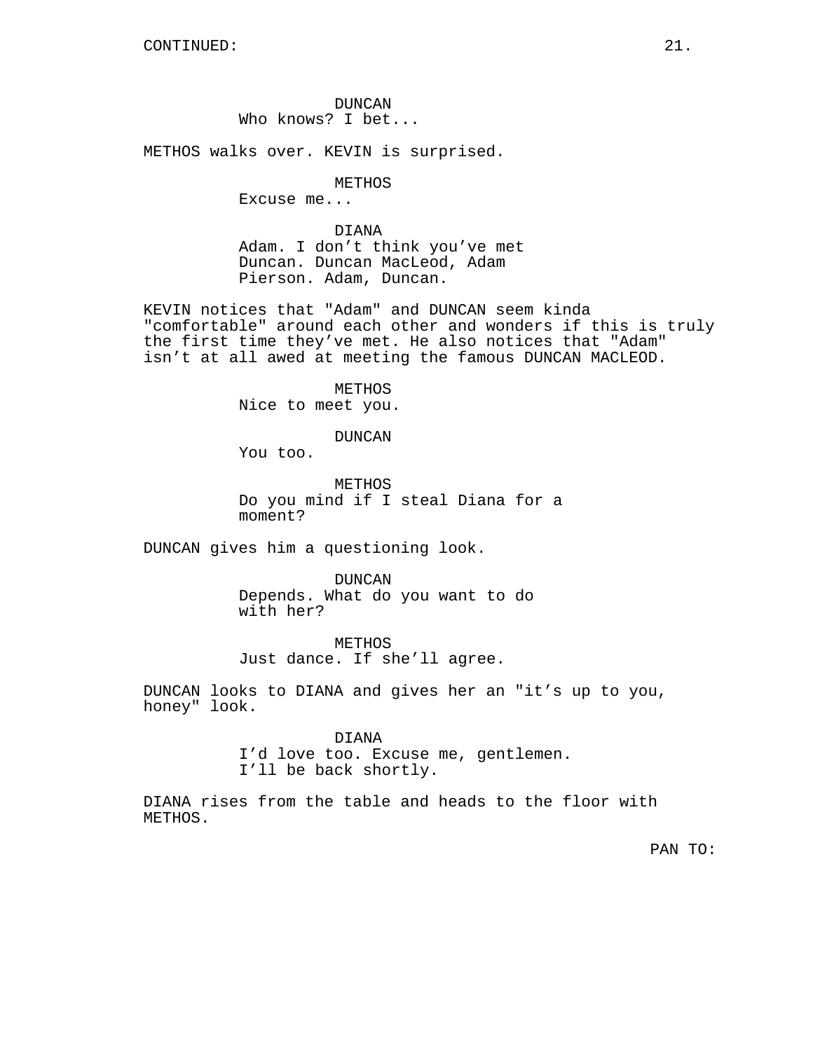CONTINUED:

DUNCAN
Who knows? I bet...

METHOS walks over. KEVIN is surprised.

METHOS
Excuse me...

DIANA
Adam. I don't think you've met Duncan. Duncan MacLeod, Adam Pierson. Adam, Duncan.

KEVIN notices that "Adam" and DUNCAN seem kinda "comfortable" around each other and wonders if this is truly the first time they've met. He also notices that "Adam" isn't at all awed at meeting the famous DUNCAN MACLEOD.

METHOS
Nice to meet you.

DUNCAN
You too.

METHOS
Do you mind if I steal Diana for a moment?

DUNCAN gives him a questioning look.

DUNCAN
Depends. What do you want to do with her?

METHOS
Just dance. If she'll agree.

DUNCAN looks to DIANA and gives her an "it's up to you, honey" look.

DIANA
I'd love too. Excuse me, gentlemen. I'll be back shortly.

DIANA rises from the table and heads to the floor with METHOS.

PAN TO: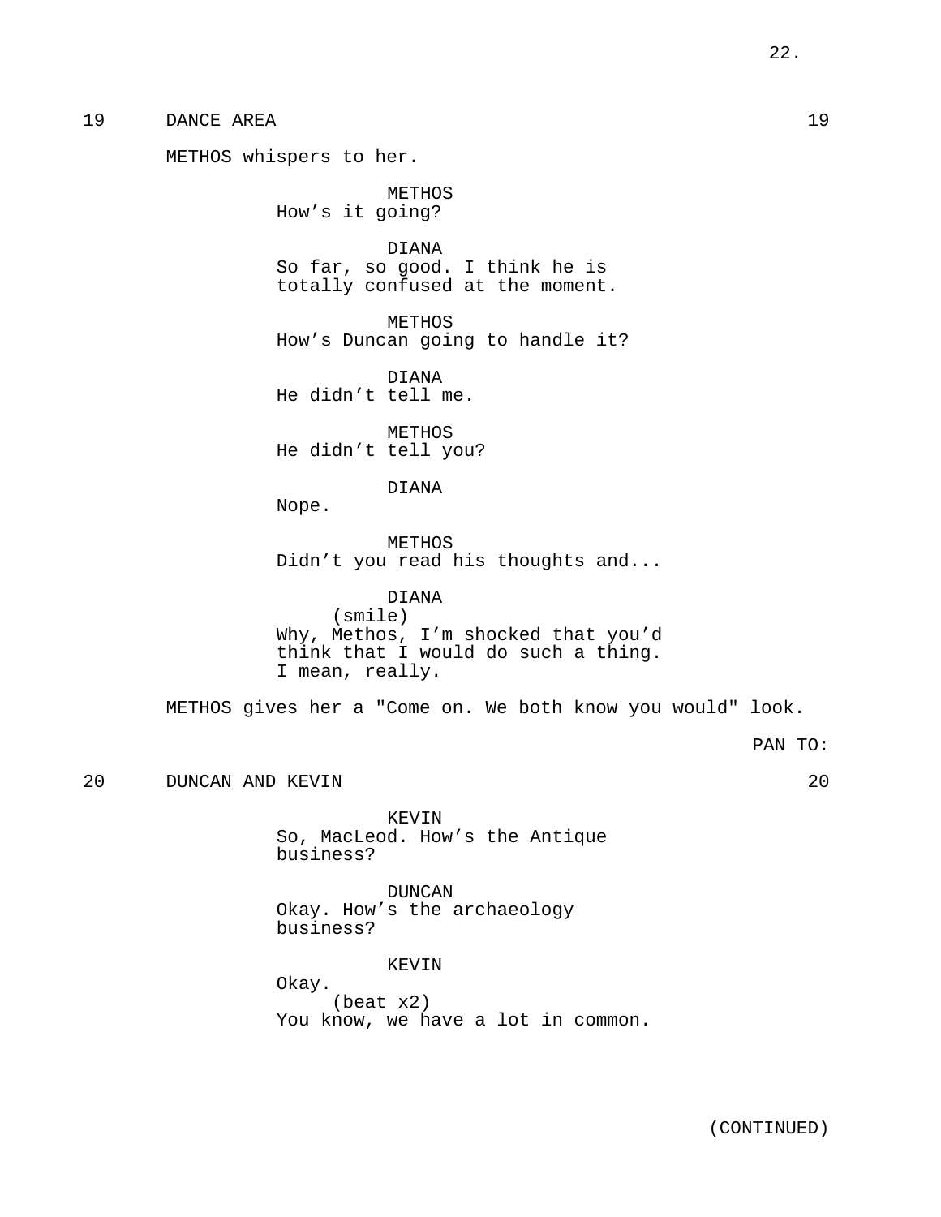19 DANCE AREA 19

METHOS whispers to her.

METHOS
How's it going?

DIANA
So far, so good. I think he is totally confused at the moment.

METHOS
How's Duncan going to handle it?

DIANA
He didn't tell me.

METHOS
He didn't tell you?

DIANA
Nope.

METHOS
Didn't you read his thoughts and...

DIANA
(smile)
Why, Methos, I'm shocked that you'd think that I would do such a thing. I mean, really.

METHOS gives her a "Come on. We both know you would" look.

PAN TO:

20 DUNCAN AND KEVIN 20

KEVIN
So, MacLeod. How's the Antique business?

DUNCAN
Okay. How's the archaeology business?

KEVIN
Okay.
(beat x2)
You know, we have a lot in common.

(CONTINUED)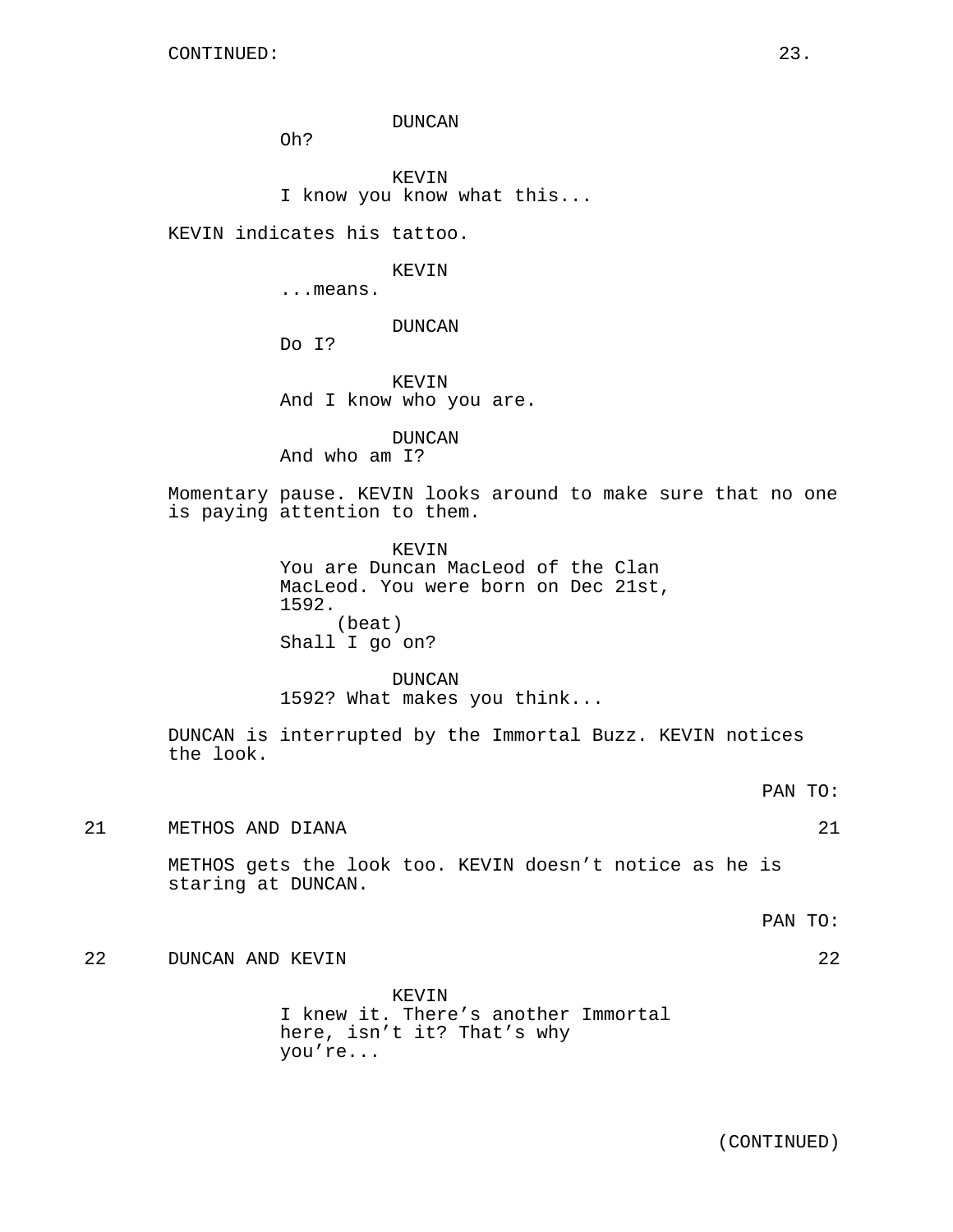CONTINUED:

DUNCAN
Oh?

KEVIN
I know you know what this...

KEVIN indicates his tattoo.

KEVIN
...means.

DUNCAN
Do I?

KEVIN
And I know who you are.

DUNCAN
And who am I?

Momentary pause. KEVIN looks around to make sure that no one is paying attention to them.

KEVIN
You are Duncan MacLeod of the Clan MacLeod. You were born on Dec 21st, 1592.
(beat)
Shall I go on?

DUNCAN
1592? What makes you think...

DUNCAN is interrupted by the Immortal Buzz. KEVIN notices the look.

PAN TO:

21 METHOS AND DIANA 21

METHOS gets the look too. KEVIN doesn't notice as he is staring at DUNCAN.

PAN TO:

22 DUNCAN AND KEVIN 22

KEVIN
I knew it. There's another Immortal here, isn't it? That's why you're...

(CONTINUED)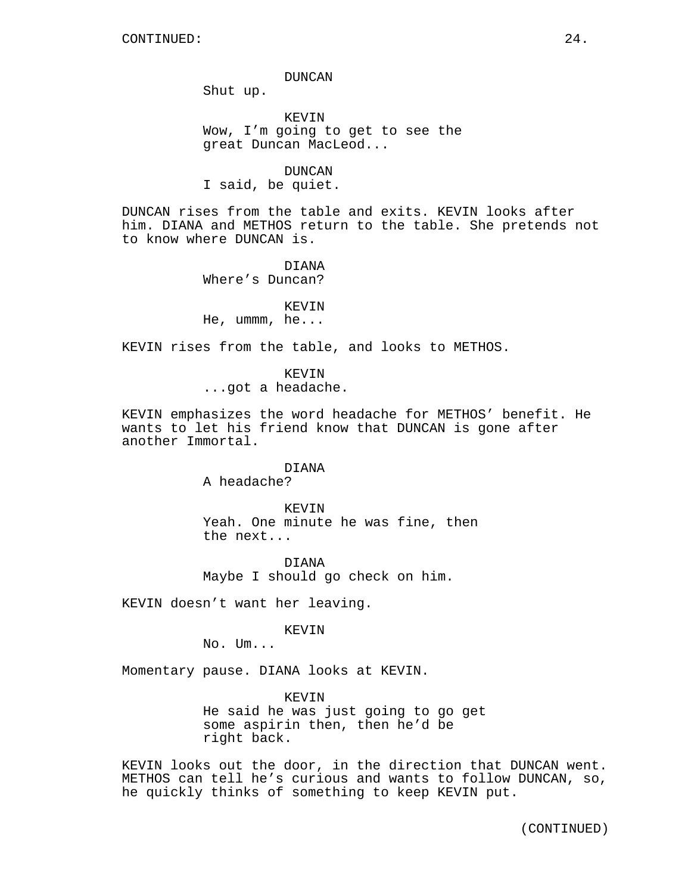CONTINUED:

DUNCAN
Shut up.

KEVIN
Wow, I'm going to get to see the great Duncan MacLeod...

DUNCAN
I said, be quiet.

DUNCAN rises from the table and exits. KEVIN looks after him. DIANA and METHOS return to the table. She pretends not to know where DUNCAN is.

DIANA
Where's Duncan?

KEVIN
He, ummm, he...

KEVIN rises from the table, and looks to METHOS.

KEVIN
...got a headache.

KEVIN emphasizes the word headache for METHOS' benefit. He wants to let his friend know that DUNCAN is gone after another Immortal.

DIANA
A headache?

KEVIN
Yeah. One minute he was fine, then the next...

DIANA
Maybe I should go check on him.

KEVIN doesn't want her leaving.

KEVIN
No. Um...

Momentary pause. DIANA looks at KEVIN.

KEVIN
He said he was just going to go get some aspirin then, then he'd be right back.

KEVIN looks out the door, in the direction that DUNCAN went. METHOS can tell he's curious and wants to follow DUNCAN, so, he quickly thinks of something to keep KEVIN put.

(CONTINUED)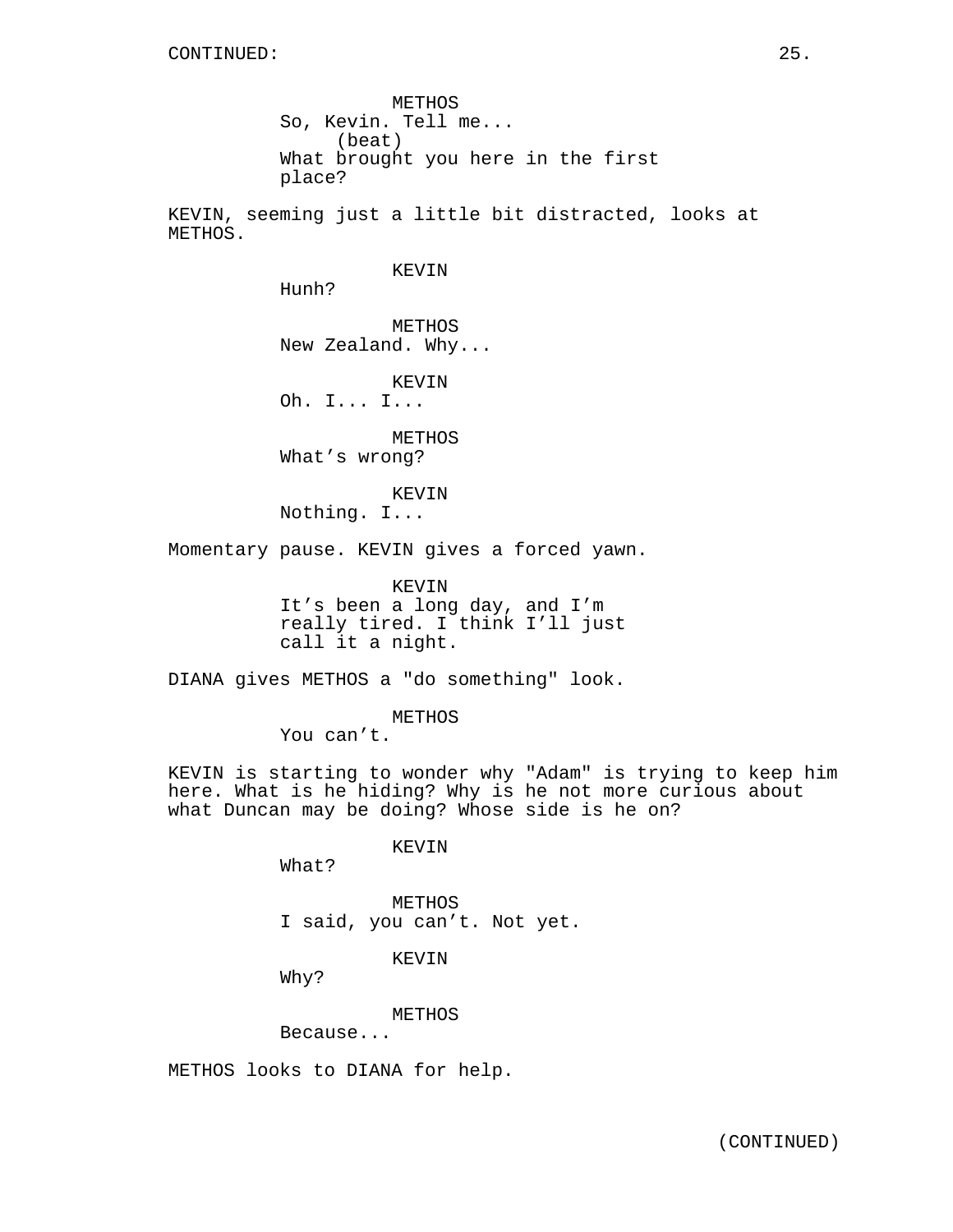CONTINUED:

METHOS
So, Kevin. Tell me...
(beat)
What brought you here in the first place?

KEVIN, seeming just a little bit distracted, looks at METHOS.

KEVIN
Hunh?

METHOS
New Zealand. Why...

KEVIN
Oh. I... I...

METHOS
What's wrong?

KEVIN
Nothing. I...

Momentary pause. KEVIN gives a forced yawn.

KEVIN
It's been a long day, and I'm really tired. I think I'll just call it a night.

DIANA gives METHOS a "do something" look.

METHOS
You can't.

KEVIN is starting to wonder why "Adam" is trying to keep him here. What is he hiding? Why is he not more curious about what Duncan may be doing? Whose side is he on?

KEVIN
What?

METHOS
I said, you can't. Not yet.

KEVIN
Why?

METHOS
Because...

METHOS looks to DIANA for help.

(CONTINUED)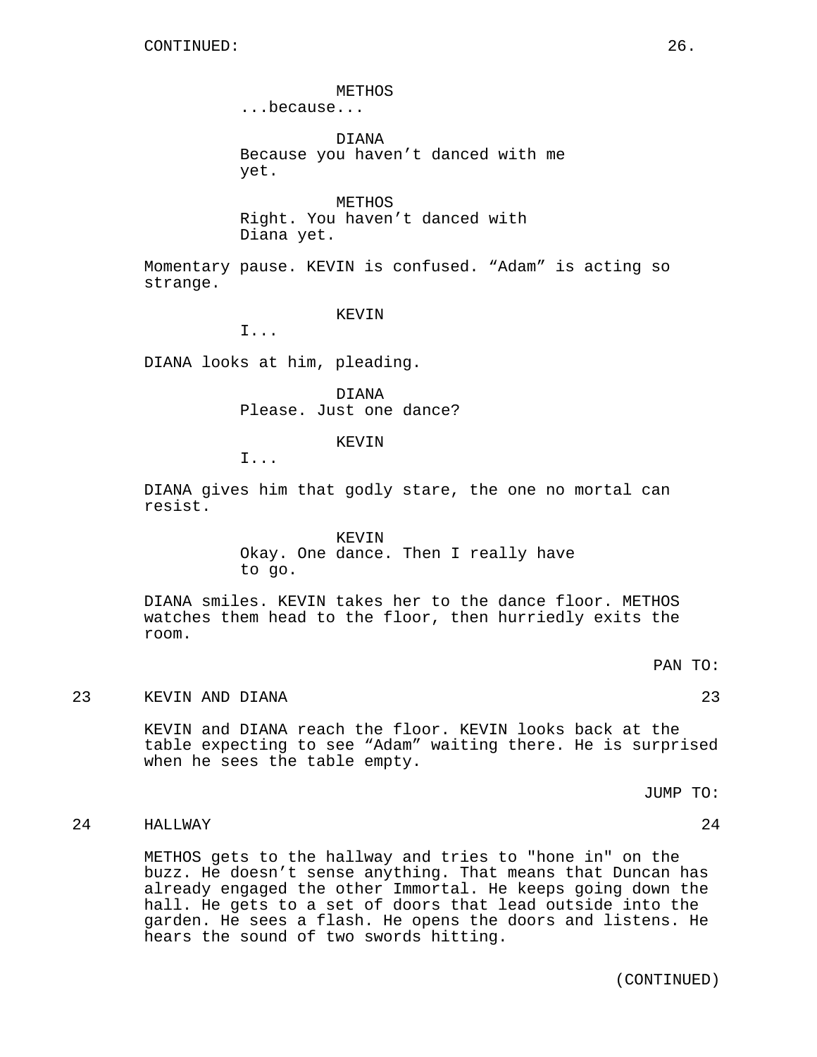METHOS
...because...

DIANA
Because you haven't danced with me yet.

METHOS
Right. You haven't danced with Diana yet.

Momentary pause. KEVIN is confused. "Adam" is acting so strange.

KEVIN
I...

DIANA looks at him, pleading.

DIANA
Please. Just one dance?

KEVIN
I...

DIANA gives him that godly stare, the one no mortal can resist.

KEVIN
Okay. One dance. Then I really have to go.

DIANA smiles. KEVIN takes her to the dance floor. METHOS watches them head to the floor, then hurriedly exits the room.

PAN TO:

23 KEVIN AND DIANA 23

KEVIN and DIANA reach the floor. KEVIN looks back at the table expecting to see "Adam" waiting there. He is surprised when he sees the table empty.

JUMP TO:

24 HALLWAY 24

METHOS gets to the hallway and tries to "hone in" on the buzz. He doesn't sense anything. That means that Duncan has already engaged the other Immortal. He keeps going down the hall. He gets to a set of doors that lead outside into the garden. He sees a flash. He opens the doors and listens. He hears the sound of two swords hitting.

(CONTINUED)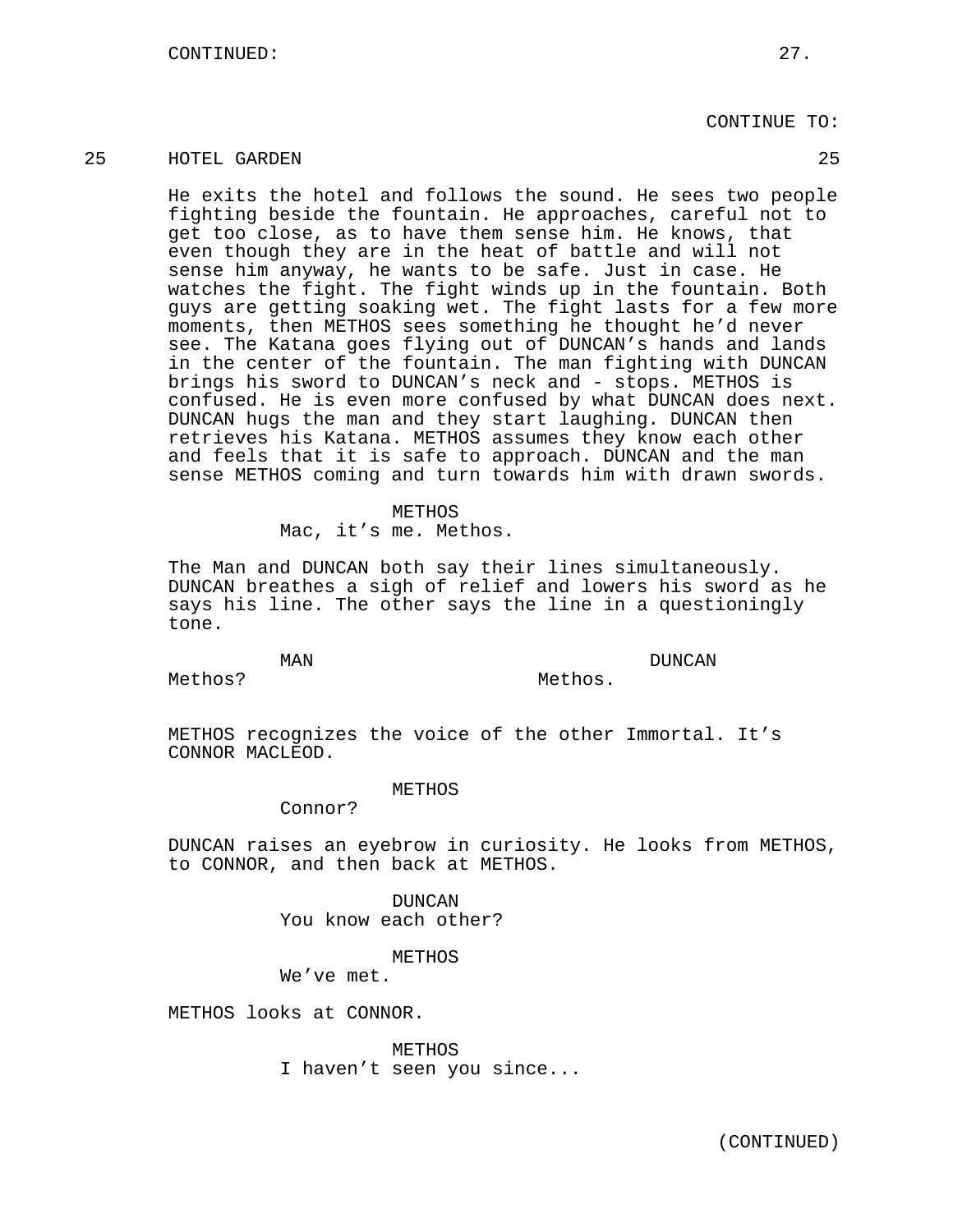CONTINUE TO:

25 HOTEL GARDEN 25

He exits the hotel and follows the sound. He sees two people fighting beside the fountain. He approaches, careful not to get too close, as to have them sense him. He knows, that even though they are in the heat of battle and will not sense him anyway, he wants to be safe. Just in case. He watches the fight. The fight winds up in the fountain. Both guys are getting soaking wet. The fight lasts for a few more moments, then METHOS sees something he thought he'd never see. The Katana goes flying out of DUNCAN's hands and lands in the center of the fountain. The man fighting with DUNCAN brings his sword to DUNCAN's neck and - stops. METHOS is confused. He is even more confused by what DUNCAN does next. DUNCAN hugs the man and they start laughing. DUNCAN then retrieves his Katana. METHOS assumes they know each other and feels that it is safe to approach. DUNCAN and the man sense METHOS coming and turn towards him with drawn swords.

METHOS
Mac, it's me. Methos.

The Man and DUNCAN both say their lines simultaneously. DUNCAN breathes a sigh of relief and lowers his sword as he says his line. The other says the line in a questioningly tone.

MAN
Methos?

DUNCAN
Methos.

METHOS recognizes the voice of the other Immortal. It's CONNOR MACLEOD.

METHOS
Connor?

DUNCAN raises an eyebrow in curiosity. He looks from METHOS, to CONNOR, and then back at METHOS.

DUNCAN
You know each other?

METHOS
We've met.

METHOS looks at CONNOR.

METHOS
I haven't seen you since...

(CONTINUED)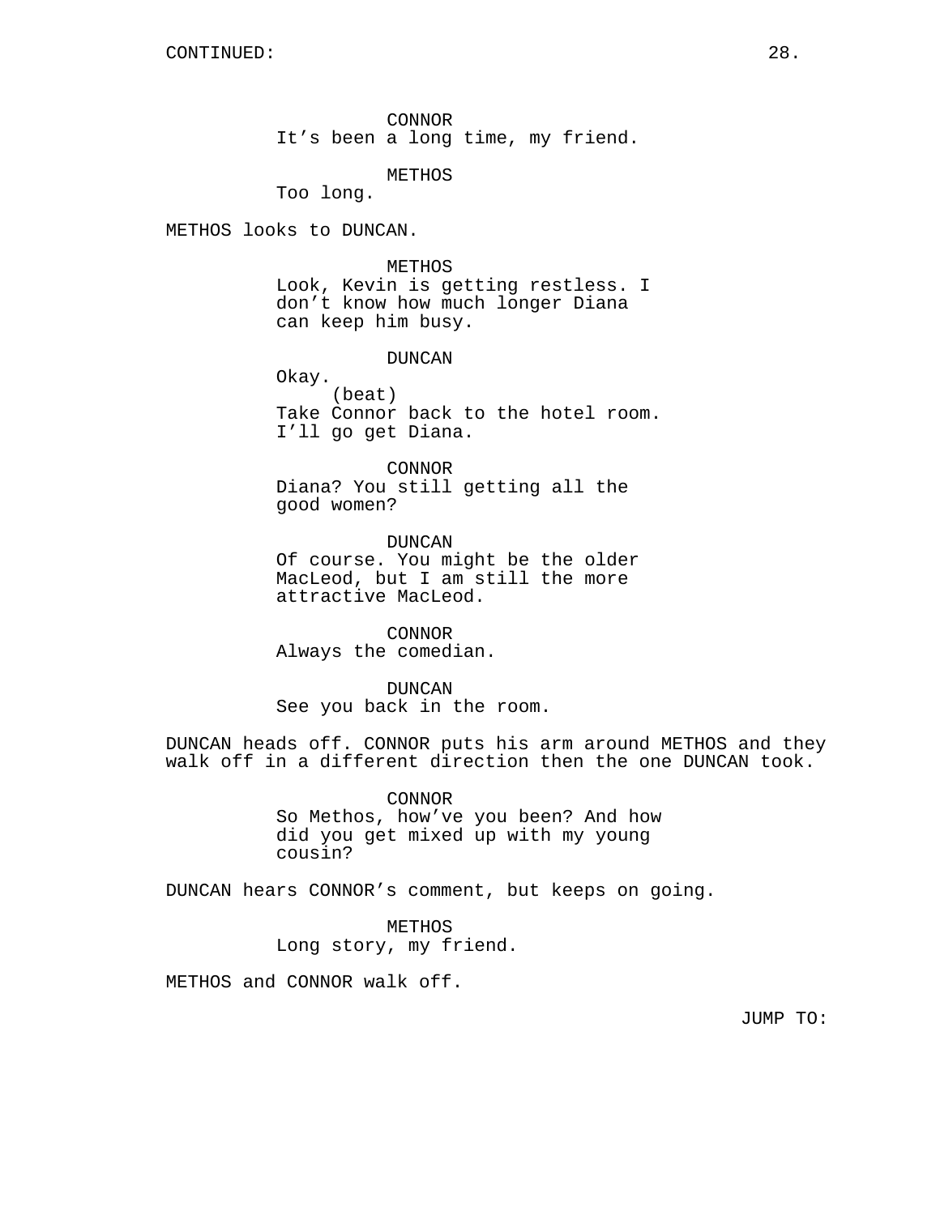CONTINUED:

CONNOR
It's been a long time, my friend.

METHOS
Too long.

METHOS looks to DUNCAN.

METHOS
Look, Kevin is getting restless. I don't know how much longer Diana can keep him busy.

DUNCAN
Okay.
(beat)
Take Connor back to the hotel room. I'll go get Diana.

CONNOR
Diana? You still getting all the good women?

DUNCAN
Of course. You might be the older MacLeod, but I am still the more attractive MacLeod.

CONNOR
Always the comedian.

DUNCAN
See you back in the room.

DUNCAN heads off. CONNOR puts his arm around METHOS and they walk off in a different direction then the one DUNCAN took.

CONNOR
So Methos, how've you been? And how did you get mixed up with my young cousin?

DUNCAN hears CONNOR's comment, but keeps on going.

METHOS
Long story, my friend.

METHOS and CONNOR walk off.

JUMP TO: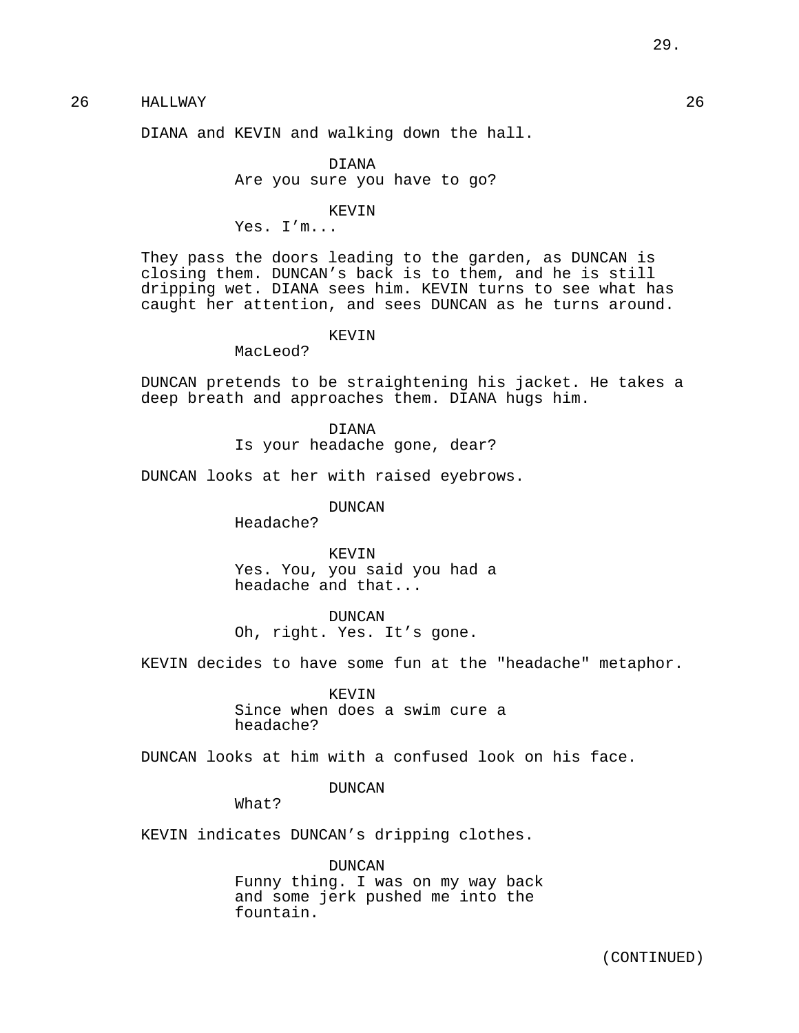26 HALLWAY 26

DIANA and KEVIN and walking down the hall.

DIANA
Are you sure you have to go?

KEVIN
Yes. I’m...

They pass the doors leading to the garden, as DUNCAN is closing them. DUNCAN’s back is to them, and he is still dripping wet. DIANA sees him. KEVIN turns to see what has caught her attention, and sees DUNCAN as he turns around.

KEVIN
MacLeod?

DUNCAN pretends to be straightening his jacket. He takes a deep breath and approaches them. DIANA hugs him.

DIANA
Is your headache gone, dear?

DUNCAN looks at her with raised eyebrows.

DUNCAN
Headache?

KEVIN
Yes. You, you said you had a headache and that...

DUNCAN
Oh, right. Yes. It’s gone.

KEVIN decides to have some fun at the "headache" metaphor.

KEVIN
Since when does a swim cure a headache?

DUNCAN looks at him with a confused look on his face.

DUNCAN
What?

KEVIN indicates DUNCAN’s dripping clothes.

DUNCAN
Funny thing. I was on my way back and some jerk pushed me into the fountain.

(CONTINUED)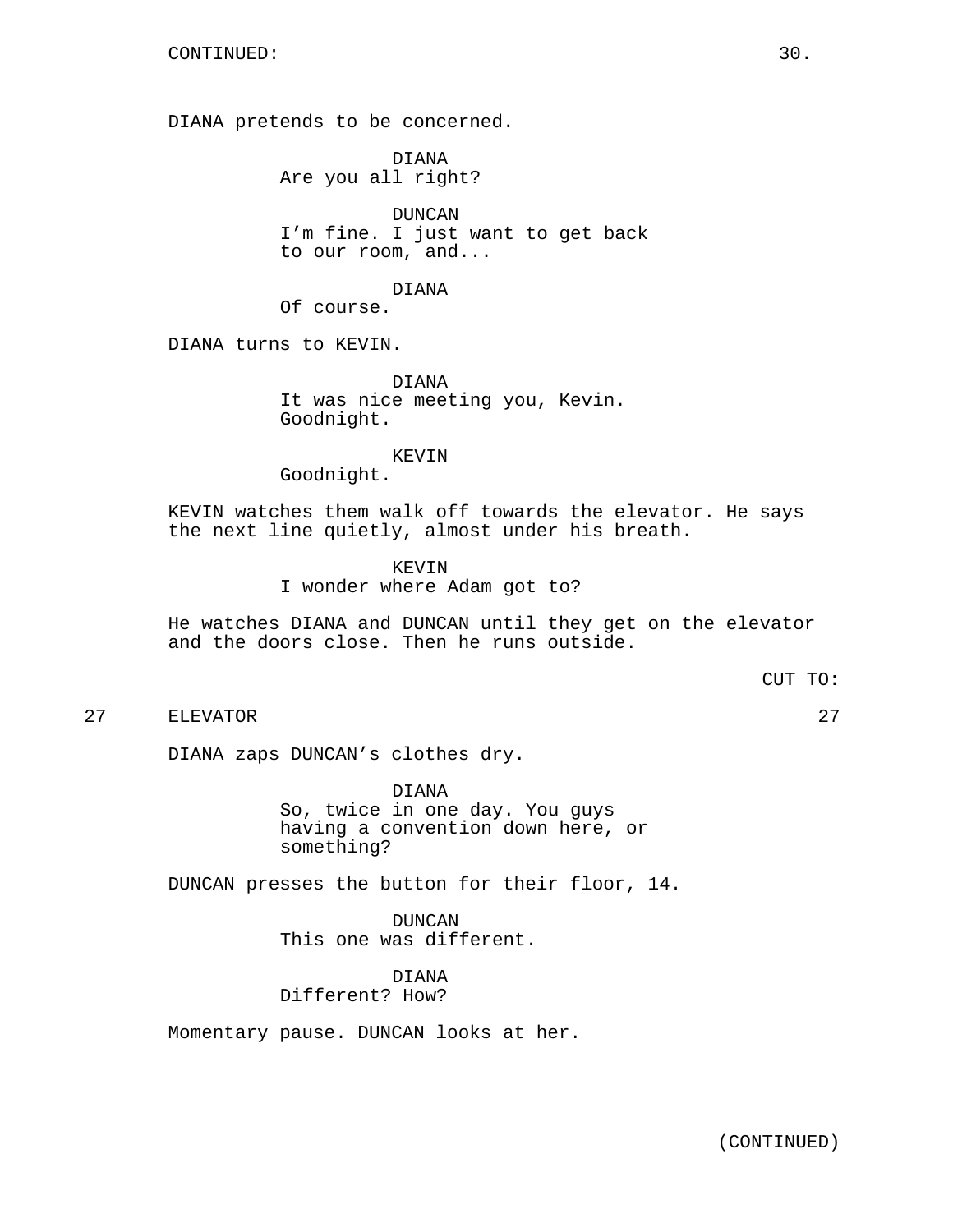CONTINUED:

DIANA pretends to be concerned.

DIANA
Are you all right?

DUNCAN
I’m fine. I just want to get back to our room, and...

DIANA
Of course.

DIANA turns to KEVIN.

DIANA
It was nice meeting you, Kevin. Goodnight.

KEVIN
Goodnight.

KEVIN watches them walk off towards the elevator. He says the next line quietly, almost under his breath.

KEVIN
I wonder where Adam got to?

He watches DIANA and DUNCAN until they get on the elevator and the doors close. Then he runs outside.

CUT TO:

27 ELEVATOR 27

DIANA zaps DUNCAN’s clothes dry.

DIANA
So, twice in one day. You guys having a convention down here, or something?

DUNCAN presses the button for their floor, 14.

DUNCAN
This one was different.

DIANA
Different? How?

Momentary pause. DUNCAN looks at her.

(CONTINUED)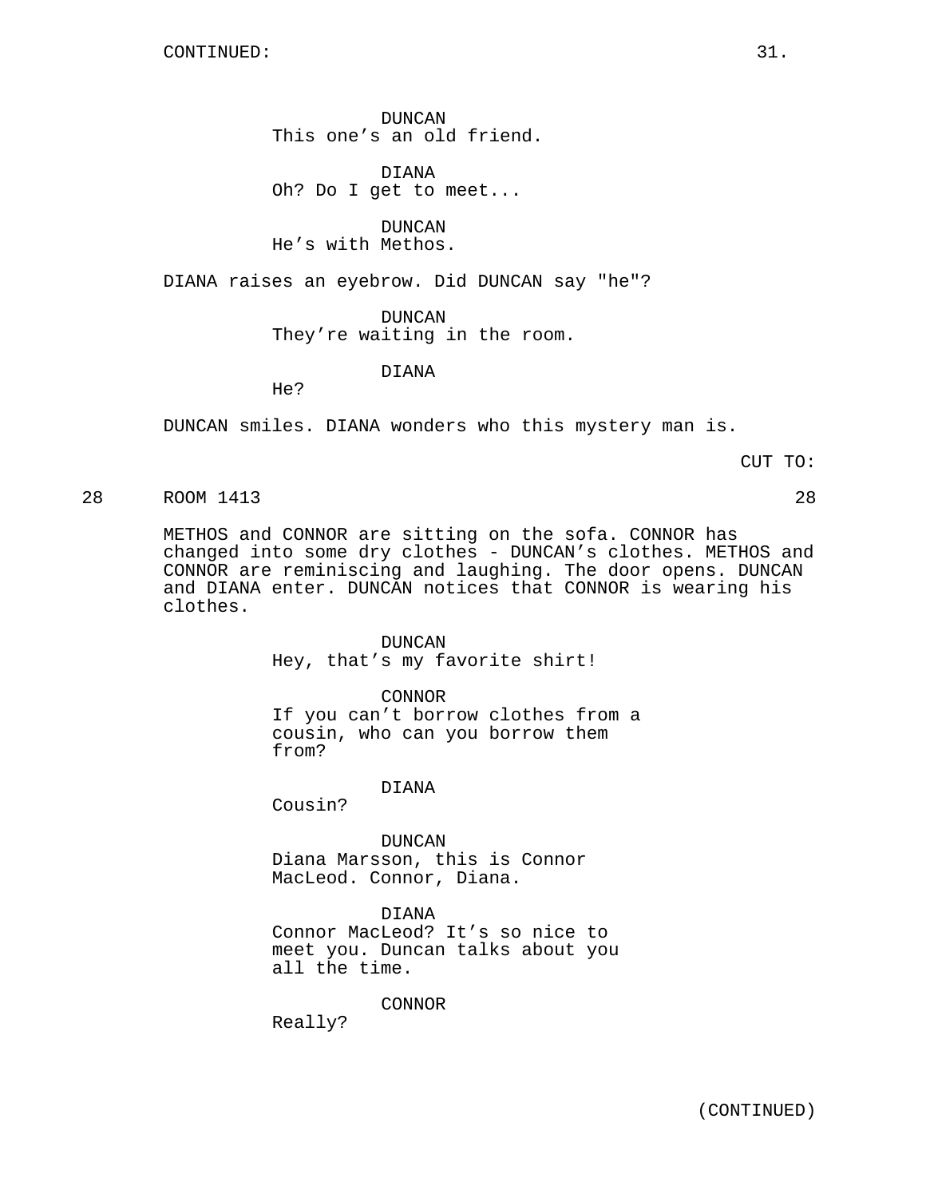CONTINUED:

DUNCAN
This one's an old friend.

DIANA
Oh? Do I get to meet...

DUNCAN
He's with Methos.

DIANA raises an eyebrow. Did DUNCAN say "he"?

DUNCAN
They're waiting in the room.

DIANA
He?

DUNCAN smiles. DIANA wonders who this mystery man is.

CUT TO:

28 ROOM 1413 28

METHOS and CONNOR are sitting on the sofa. CONNOR has changed into some dry clothes - DUNCAN's clothes. METHOS and CONNOR are reminiscing and laughing. The door opens. DUNCAN and DIANA enter. DUNCAN notices that CONNOR is wearing his clothes.

DUNCAN
Hey, that's my favorite shirt!

CONNOR
If you can't borrow clothes from a cousin, who can you borrow them from?

DIANA
Cousin?

DUNCAN
Diana Marsson, this is Connor MacLeod. Connor, Diana.

DIANA
Connor MacLeod? It's so nice to meet you. Duncan talks about you all the time.

CONNOR
Really?

(CONTINUED)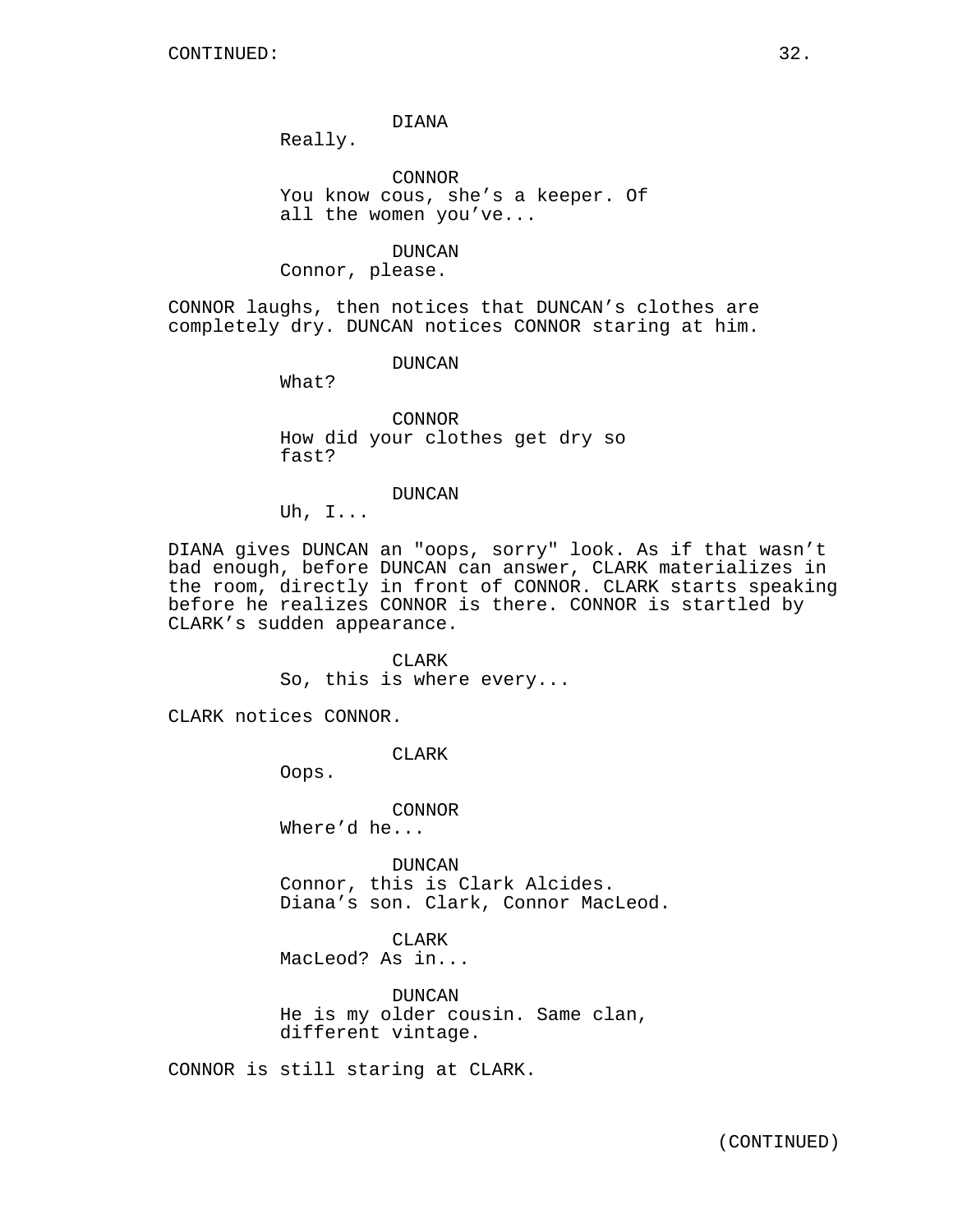CONTINUED:

DIANA
Really.

CONNOR
You know cous, she's a keeper. Of all the women you've...

DUNCAN
Connor, please.

CONNOR laughs, then notices that DUNCAN's clothes are completely dry. DUNCAN notices CONNOR staring at him.

DUNCAN
What?

CONNOR
How did your clothes get dry so fast?

DUNCAN
Uh, I...

DIANA gives DUNCAN an "oops, sorry" look. As if that wasn't bad enough, before DUNCAN can answer, CLARK materializes in the room, directly in front of CONNOR. CLARK starts speaking before he realizes CONNOR is there. CONNOR is startled by CLARK's sudden appearance.

CLARK
So, this is where every...

CLARK notices CONNOR.

CLARK
Oops.

CONNOR
Where'd he...

DUNCAN
Connor, this is Clark Alcides. Diana's son. Clark, Connor MacLeod.

CLARK
MacLeod? As in...

DUNCAN
He is my older cousin. Same clan, different vintage.

CONNOR is still staring at CLARK.

(CONTINUED)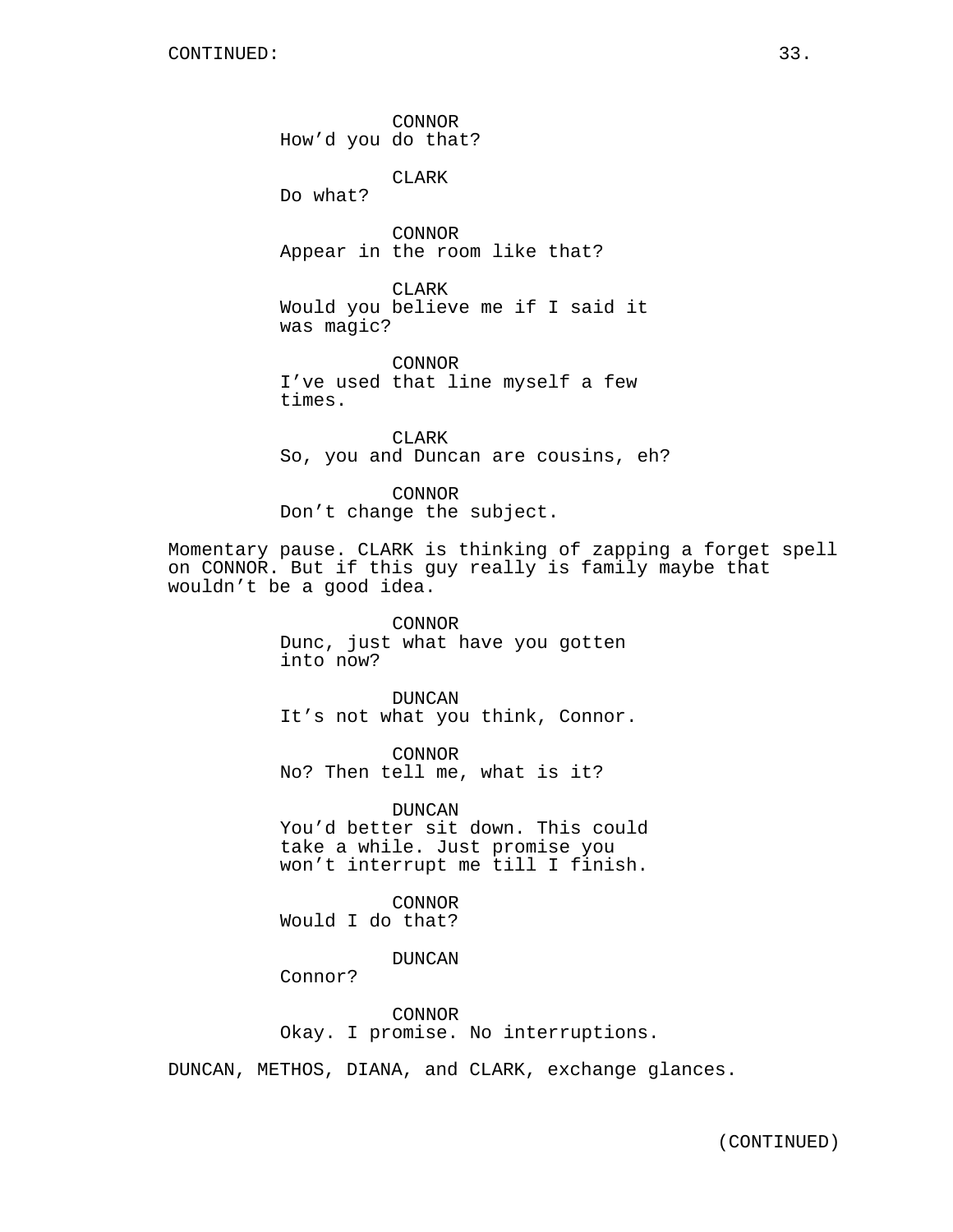CONNOR
How'd you do that?

CLARK
Do what?

CONNOR
Appear in the room like that?

CLARK
Would you believe me if I said it was magic?

CONNOR
I've used that line myself a few times.

CLARK
So, you and Duncan are cousins, eh?

CONNOR
Don't change the subject.

Momentary pause. CLARK is thinking of zapping a forget spell on CONNOR. But if this guy really is family maybe that wouldn't be a good idea.

CONNOR
Dunc, just what have you gotten into now?

DUNCAN
It's not what you think, Connor.

CONNOR
No? Then tell me, what is it?

DUNCAN
You'd better sit down. This could take a while. Just promise you won't interrupt me till I finish.

CONNOR
Would I do that?

DUNCAN
Connor?

CONNOR
Okay. I promise. No interruptions.

DUNCAN, METHOS, DIANA, and CLARK, exchange glances.

(CONTINUED)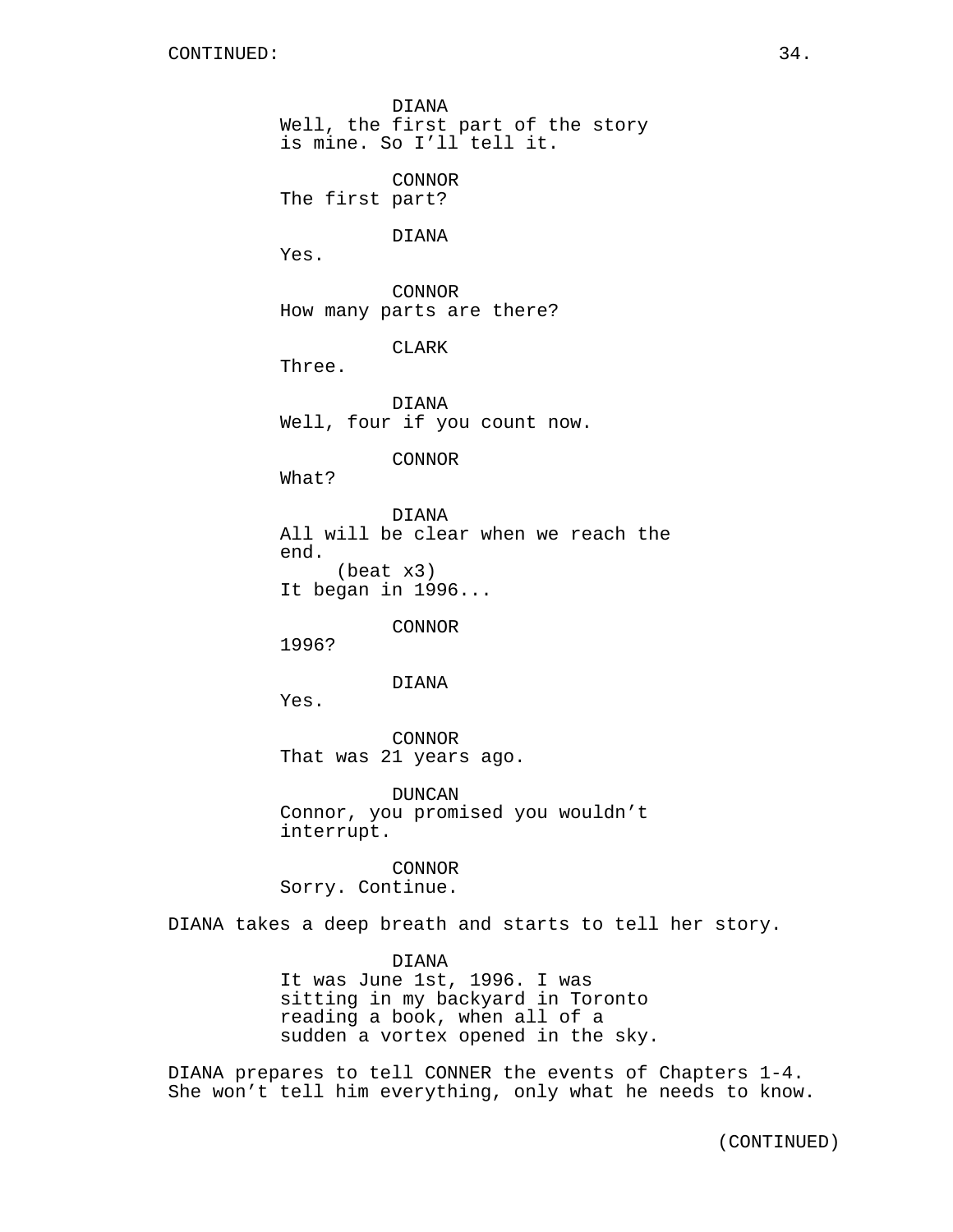CONTINUED:

DIANA
Well, the first part of the story is mine. So I'll tell it.

CONNOR
The first part?

DIANA
Yes.

CONNOR
How many parts are there?

CLARK
Three.

DIANA
Well, four if you count now.

CONNOR
What?

DIANA
All will be clear when we reach the end.
(beat x3)
It began in 1996...

CONNOR
1996?

DIANA
Yes.

CONNOR
That was 21 years ago.

DUNCAN
Connor, you promised you wouldn't interrupt.

CONNOR
Sorry. Continue.

DIANA takes a deep breath and starts to tell her story.

DIANA
It was June 1st, 1996. I was sitting in my backyard in Toronto reading a book, when all of a sudden a vortex opened in the sky.

DIANA prepares to tell CONNER the events of Chapters 1-4. She won't tell him everything, only what he needs to know.

(CONTINUED)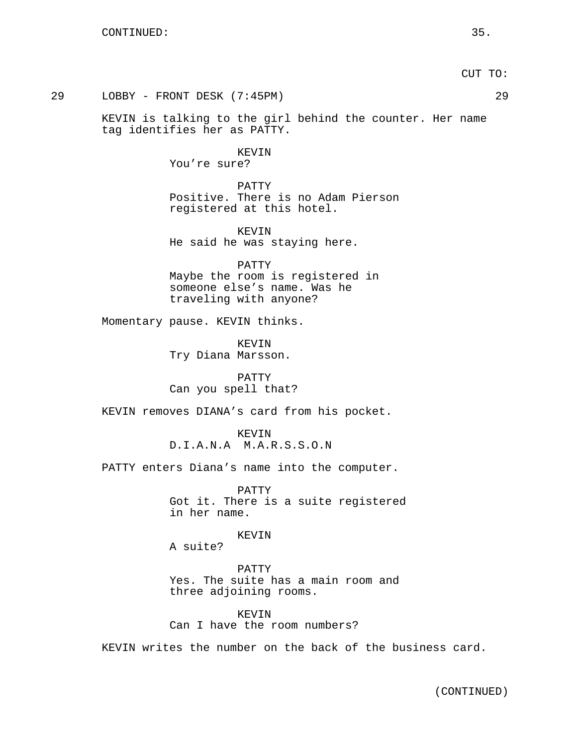CUT TO:

29 LOBBY - FRONT DESK (7:45PM) 29

KEVIN is talking to the girl behind the counter. Her name tag identifies her as PATTY.

KEVIN
You're sure?

PATTY
Positive. There is no Adam Pierson registered at this hotel.

KEVIN
He said he was staying here.

PATTY
Maybe the room is registered in someone else's name. Was he traveling with anyone?

Momentary pause. KEVIN thinks.

KEVIN
Try Diana Marsson.

PATTY
Can you spell that?

KEVIN removes DIANA's card from his pocket.

KEVIN
D.I.A.N.A M.A.R.S.S.O.N

PATTY enters Diana's name into the computer.

PATTY
Got it. There is a suite registered in her name.

KEVIN
A suite?

PATTY
Yes. The suite has a main room and three adjoining rooms.

KEVIN
Can I have the room numbers?

KEVIN writes the number on the back of the business card.

(CONTINUED)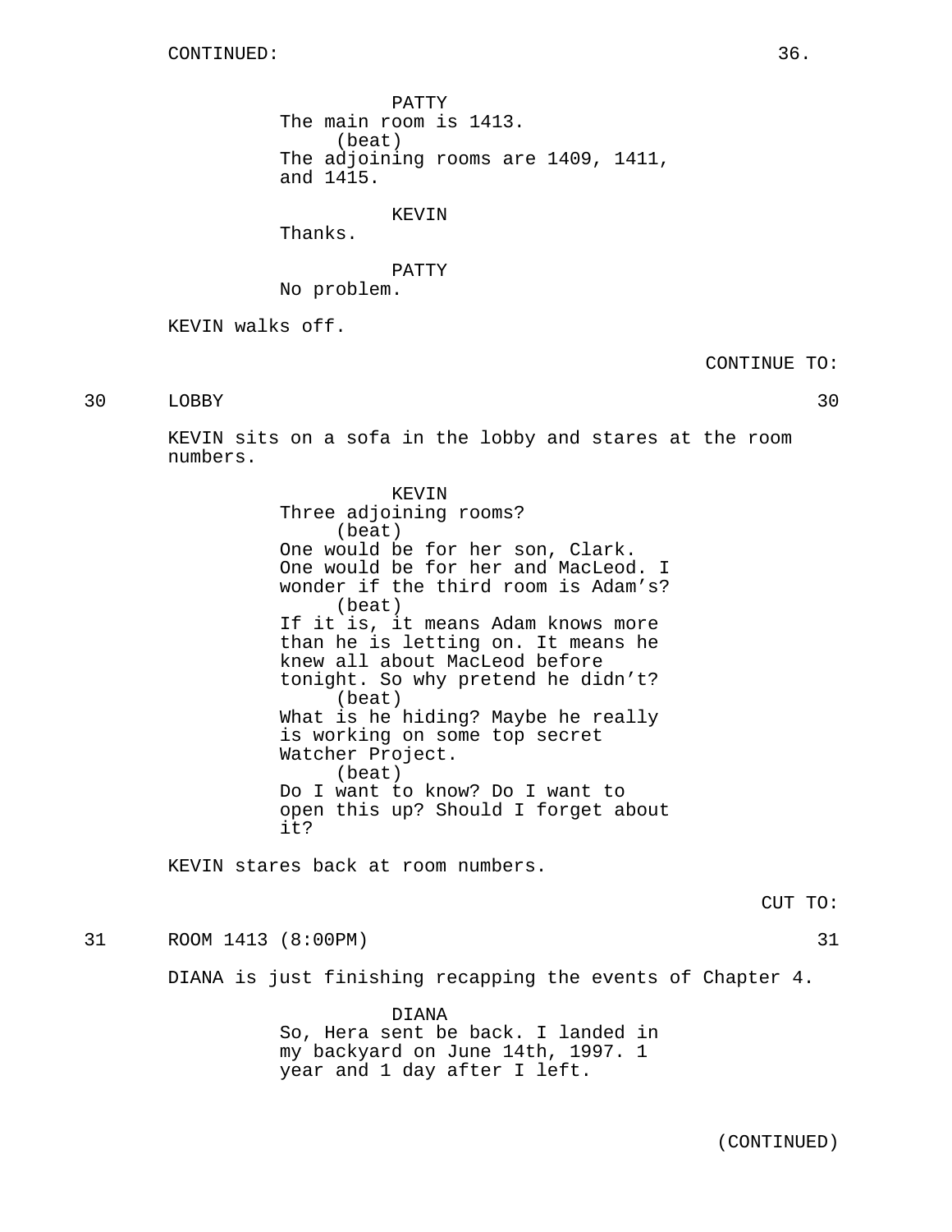CONTINUED:

PATTY
The main room is 1413.
(beat)
The adjoining rooms are 1409, 1411, and 1415.

KEVIN
Thanks.

PATTY
No problem.

KEVIN walks off.

CONTINUE TO:

30 LOBBY 30

KEVIN sits on a sofa in the lobby and stares at the room numbers.

KEVIN
Three adjoining rooms?
(beat)
One would be for her son, Clark. One would be for her and MacLeod. I wonder if the third room is Adam's?
(beat)
If it is, it means Adam knows more than he is letting on. It means he knew all about MacLeod before tonight. So why pretend he didn't?
(beat)
What is he hiding? Maybe he really is working on some top secret Watcher Project.
(beat)
Do I want to know? Do I want to open this up? Should I forget about it?

KEVIN stares back at room numbers.

CUT TO:

31 ROOM 1413 (8:00PM) 31

DIANA is just finishing recapping the events of Chapter 4.

DIANA
So, Hera sent be back. I landed in my backyard on June 14th, 1997. 1 year and 1 day after I left.

(CONTINUED)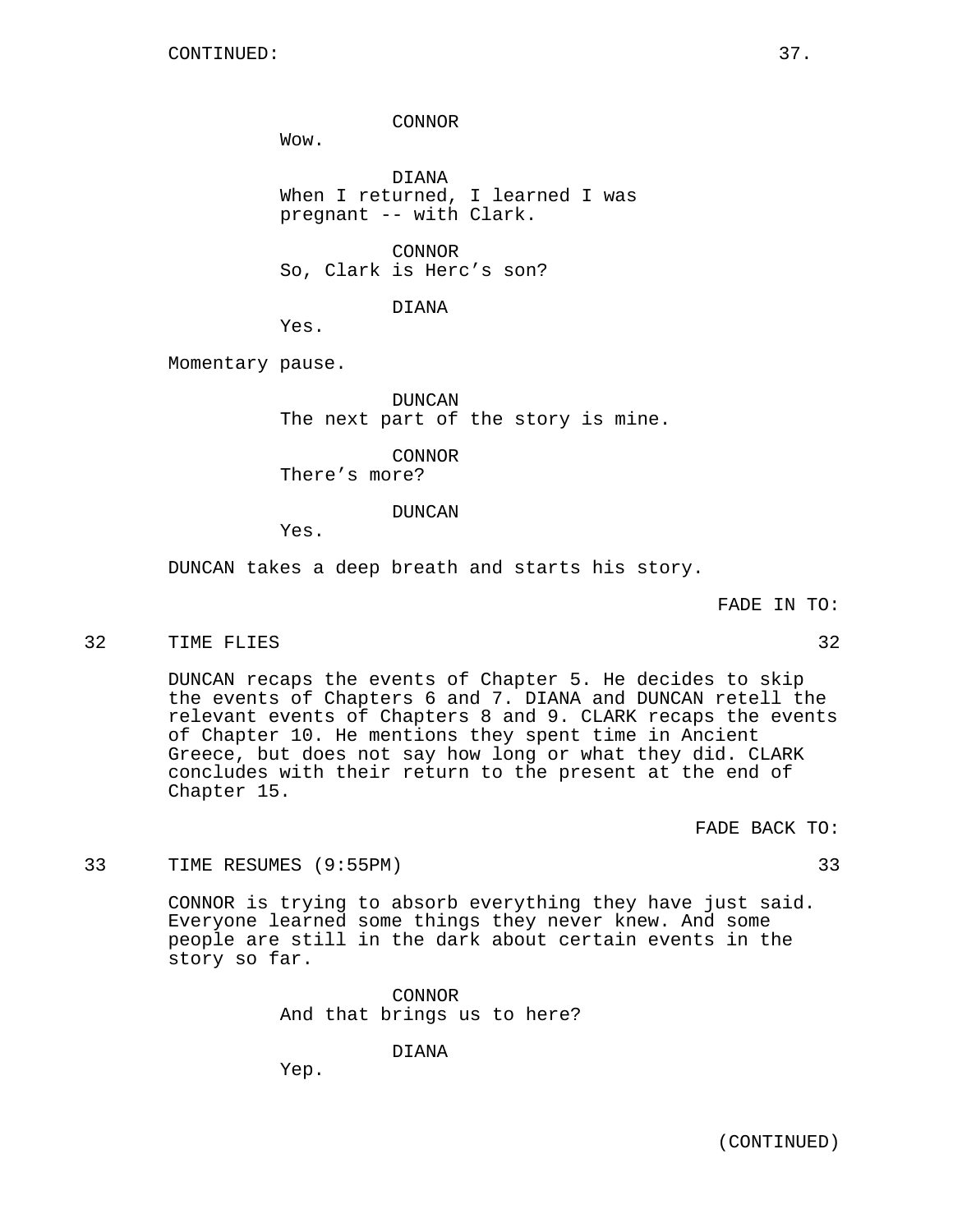CONTINUED:

CONNOR
Wow.

DIANA
When I returned, I learned I was pregnant -- with Clark.

CONNOR
So, Clark is Herc's son?

DIANA
Yes.

Momentary pause.

DUNCAN
The next part of the story is mine.

CONNOR
There's more?

DUNCAN
Yes.

DUNCAN takes a deep breath and starts his story.

FADE IN TO:

32 TIME FLIES 32

DUNCAN recaps the events of Chapter 5. He decides to skip the events of Chapters 6 and 7. DIANA and DUNCAN retell the relevant events of Chapters 8 and 9. CLARK recaps the events of Chapter 10. He mentions they spent time in Ancient Greece, but does not say how long or what they did. CLARK concludes with their return to the present at the end of Chapter 15.

FADE BACK TO:

33 TIME RESUMES (9:55PM) 33

CONNOR is trying to absorb everything they have just said. Everyone learned some things they never knew. And some people are still in the dark about certain events in the story so far.

CONNOR
And that brings us to here?

DIANA
Yep.

(CONTINUED)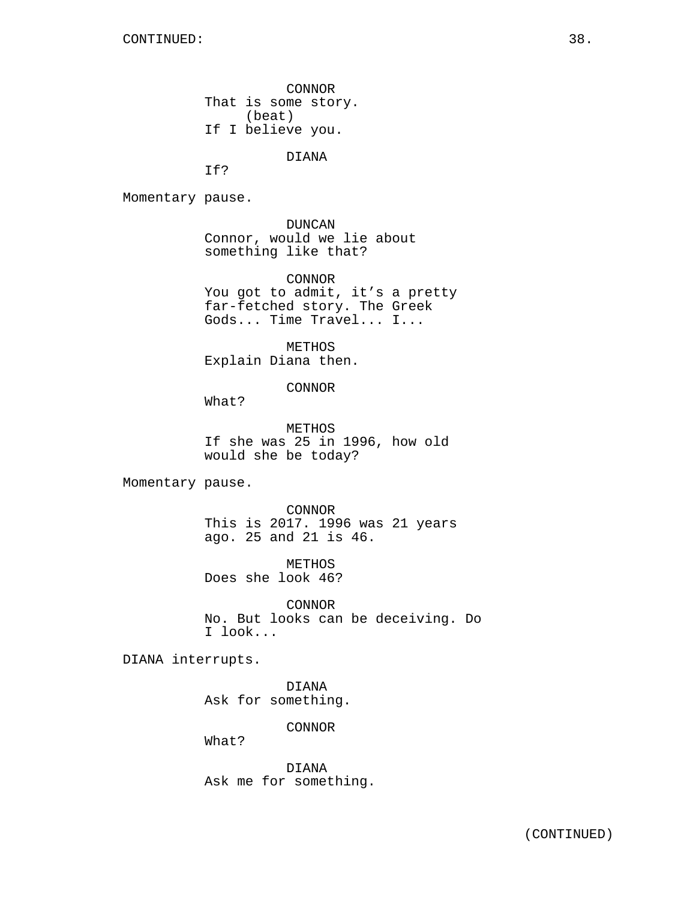CONTINUED:

CONNOR
That is some story.
(beat)
If I believe you.

DIANA
If?

Momentary pause.

DUNCAN
Connor, would we lie about something like that?

CONNOR
You got to admit, it's a pretty far-fetched story. The Greek Gods... Time Travel... I...

METHOS
Explain Diana then.

CONNOR
What?

METHOS
If she was 25 in 1996, how old would she be today?

Momentary pause.

CONNOR
This is 2017. 1996 was 21 years ago. 25 and 21 is 46.

METHOS
Does she look 46?

CONNOR
No. But looks can be deceiving. Do I look...

DIANA interrupts.

DIANA
Ask for something.

CONNOR
What?

DIANA
Ask me for something.

(CONTINUED)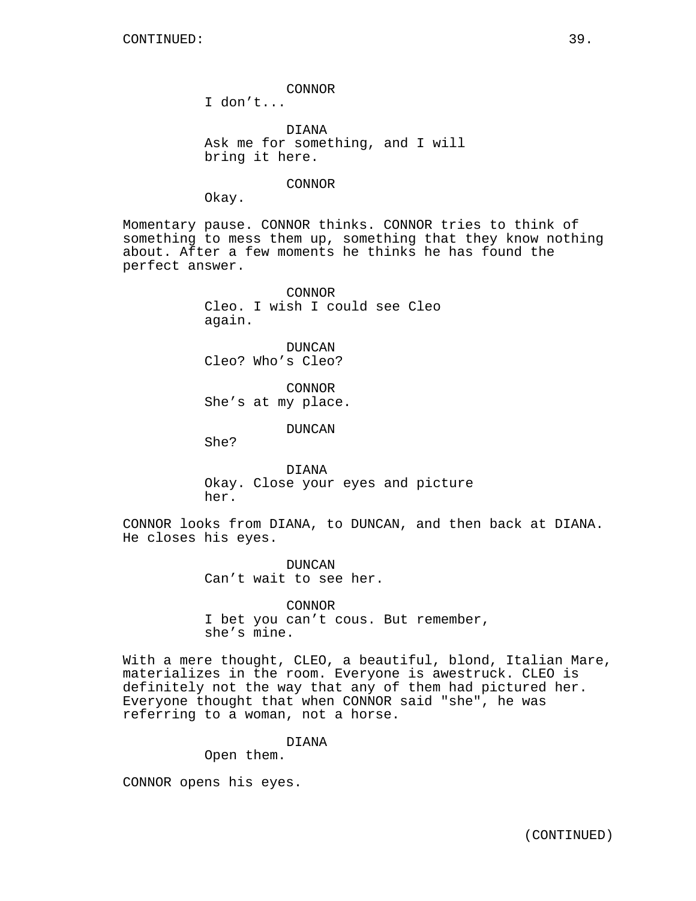CONTINUED:

CONNOR
I don't...

DIANA
Ask me for something, and I will bring it here.

CONNOR
Okay.

Momentary pause. CONNOR thinks. CONNOR tries to think of something to mess them up, something that they know nothing about. After a few moments he thinks he has found the perfect answer.

CONNOR
Cleo. I wish I could see Cleo again.

DUNCAN
Cleo? Who's Cleo?

CONNOR
She's at my place.

DUNCAN
She?

DIANA
Okay. Close your eyes and picture her.

CONNOR looks from DIANA, to DUNCAN, and then back at DIANA. He closes his eyes.

DUNCAN
Can't wait to see her.

CONNOR
I bet you can't cous. But remember, she's mine.

With a mere thought, CLEO, a beautiful, blond, Italian Mare, materializes in the room. Everyone is awestruck. CLEO is definitely not the way that any of them had pictured her. Everyone thought that when CONNOR said "she", he was referring to a woman, not a horse.

DIANA
Open them.

CONNOR opens his eyes.

(CONTINUED)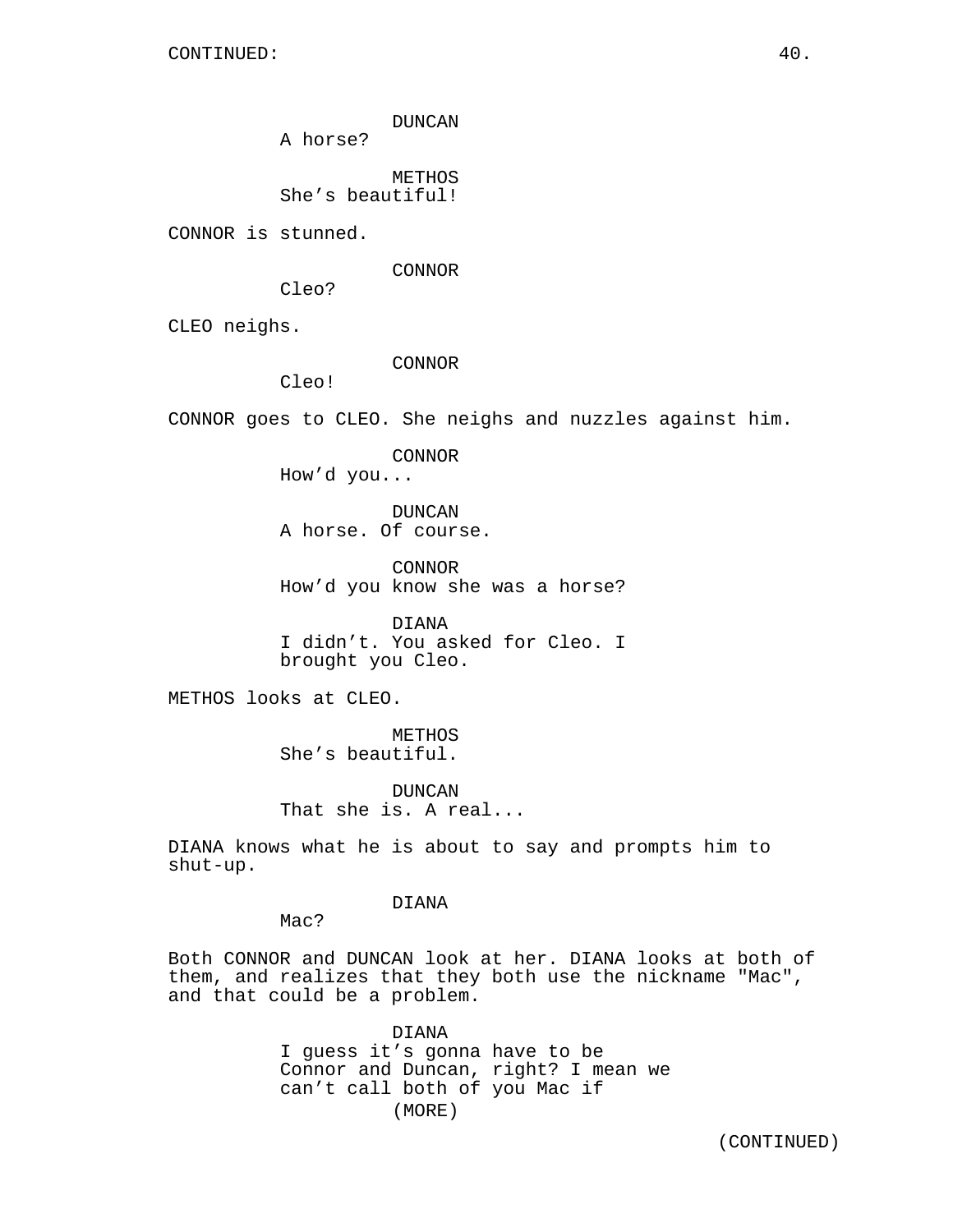DUNCAN
A horse?

METHOS
She's beautiful!

CONNOR is stunned.

CONNOR
Cleo?

CLEO neighs.

CONNOR
Cleo!

CONNOR goes to CLEO. She neighs and nuzzles against him.

CONNOR
How'd you...

DUNCAN
A horse. Of course.

CONNOR
How'd you know she was a horse?

DIANA
I didn't. You asked for Cleo. I brought you Cleo.

METHOS looks at CLEO.

METHOS
She's beautiful.

DUNCAN
That she is. A real...

DIANA knows what he is about to say and prompts him to shut-up.

DIANA
Mac?

Both CONNOR and DUNCAN look at her. DIANA looks at both of them, and realizes that they both use the nickname "Mac", and that could be a problem.

DIANA
I guess it's gonna have to be Connor and Duncan, right? I mean we can't call both of you Mac if
(MORE)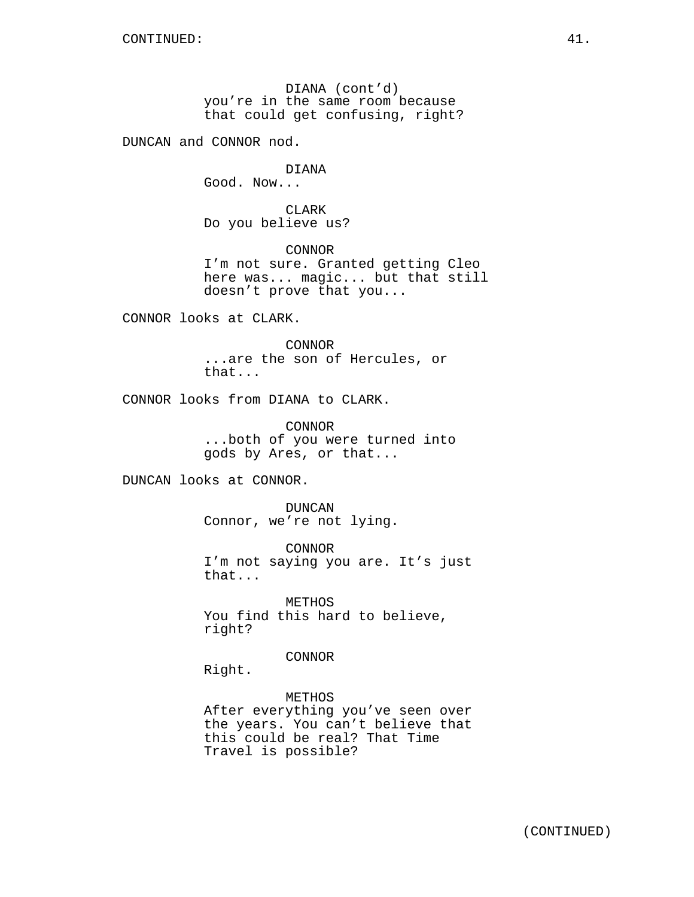CONTINUED:

DIANA (cont'd)
you're in the same room because that could get confusing, right?

DUNCAN and CONNOR nod.

DIANA
Good. Now...

CLARK
Do you believe us?

CONNOR
I'm not sure. Granted getting Cleo here was... magic... but that still doesn't prove that you...

CONNOR looks at CLARK.

CONNOR
...are the son of Hercules, or that...

CONNOR looks from DIANA to CLARK.

CONNOR
...both of you were turned into gods by Ares, or that...

DUNCAN looks at CONNOR.

DUNCAN
Connor, we're not lying.

CONNOR
I'm not saying you are. It's just that...

METHOS
You find this hard to believe, right?

CONNOR
Right.

METHOS
After everything you've seen over the years. You can't believe that this could be real? That Time Travel is possible?

(CONTINUED)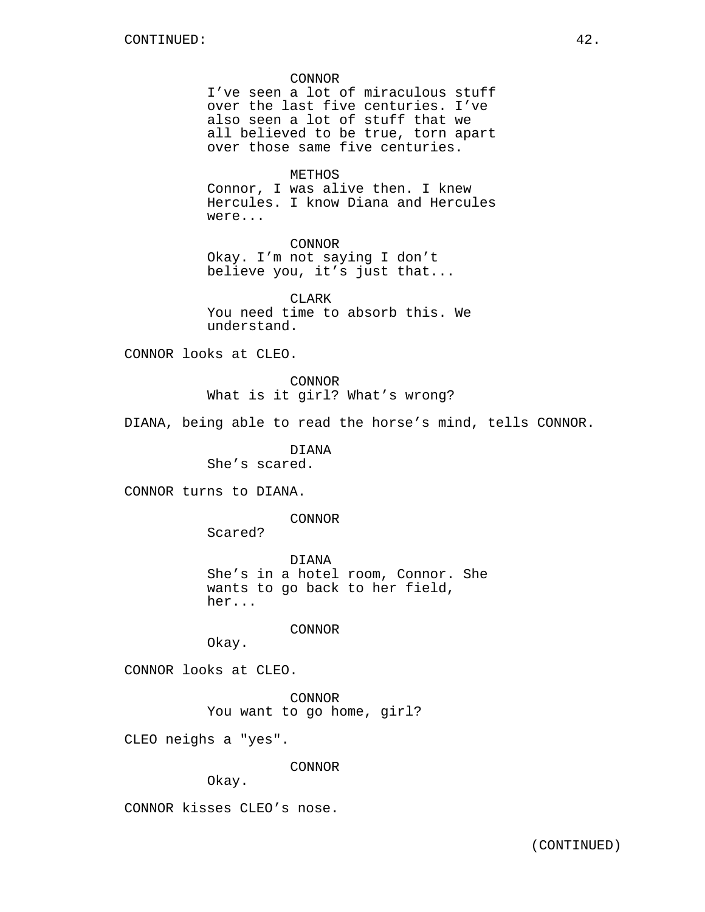CONTINUED:

CONNOR
I've seen a lot of miraculous stuff over the last five centuries. I've also seen a lot of stuff that we all believed to be true, torn apart over those same five centuries.

METHOS
Connor, I was alive then. I knew Hercules. I know Diana and Hercules were...

CONNOR
Okay. I'm not saying I don't believe you, it's just that...

CLARK
You need time to absorb this. We understand.

CONNOR looks at CLEO.

CONNOR
What is it girl? What's wrong?

DIANA, being able to read the horse's mind, tells CONNOR.

DIANA
She's scared.

CONNOR turns to DIANA.

CONNOR
Scared?

DIANA
She's in a hotel room, Connor. She wants to go back to her field, her...

CONNOR
Okay.

CONNOR looks at CLEO.

CONNOR
You want to go home, girl?

CLEO neighs a "yes".

CONNOR
Okay.

CONNOR kisses CLEO's nose.

(CONTINUED)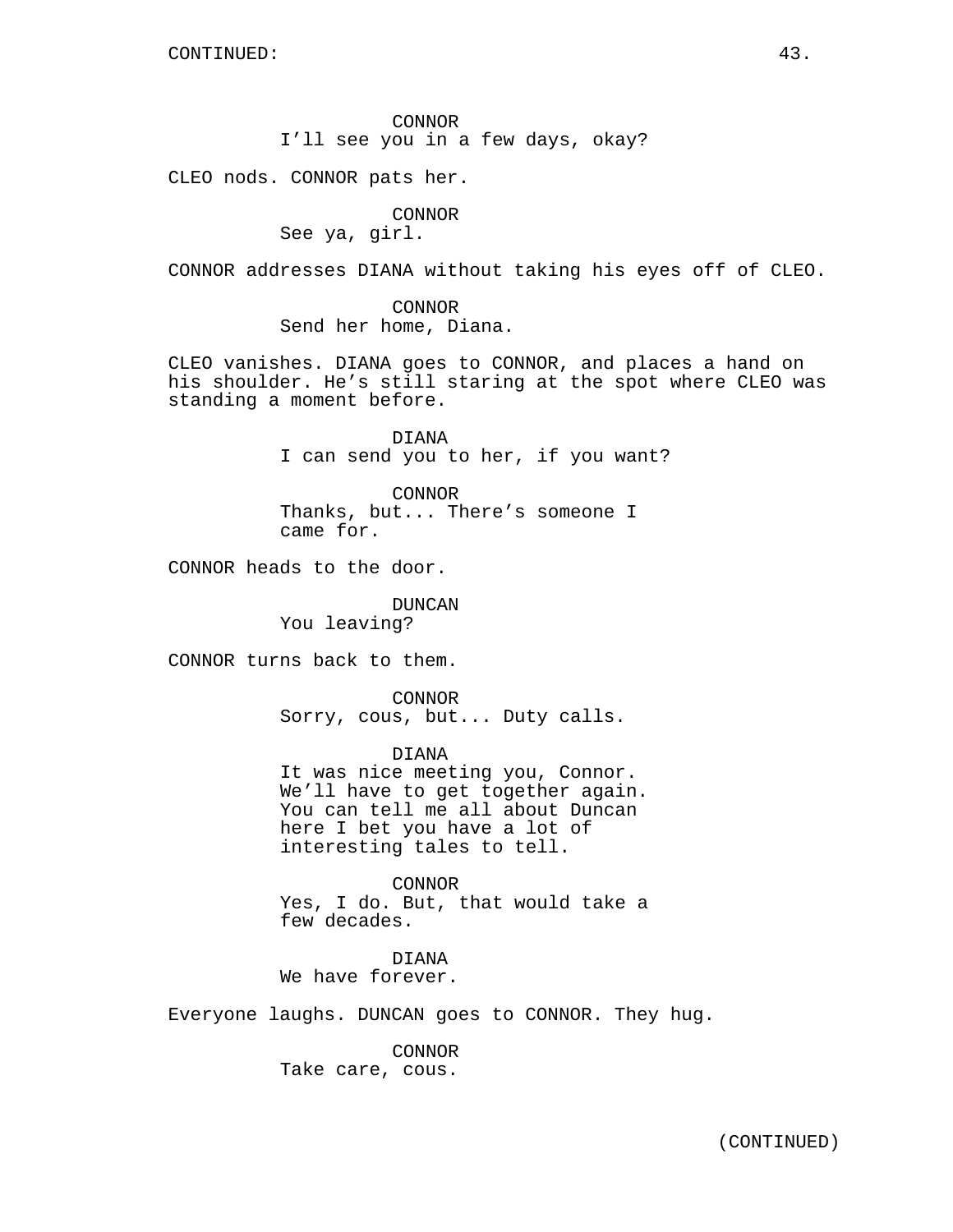CONTINUED:

CONNOR
I'll see you in a few days, okay?

CLEO nods. CONNOR pats her.

CONNOR
See ya, girl.

CONNOR addresses DIANA without taking his eyes off of CLEO.

CONNOR
Send her home, Diana.

CLEO vanishes. DIANA goes to CONNOR, and places a hand on his shoulder. He's still staring at the spot where CLEO was standing a moment before.

DIANA
I can send you to her, if you want?

CONNOR
Thanks, but... There's someone I came for.

CONNOR heads to the door.

DUNCAN
You leaving?

CONNOR turns back to them.

CONNOR
Sorry, cous, but... Duty calls.

DIANA
It was nice meeting you, Connor. We'll have to get together again. You can tell me all about Duncan here I bet you have a lot of interesting tales to tell.

CONNOR
Yes, I do. But, that would take a few decades.

DIANA
We have forever.

Everyone laughs. DUNCAN goes to CONNOR. They hug.

CONNOR
Take care, cous.

(CONTINUED)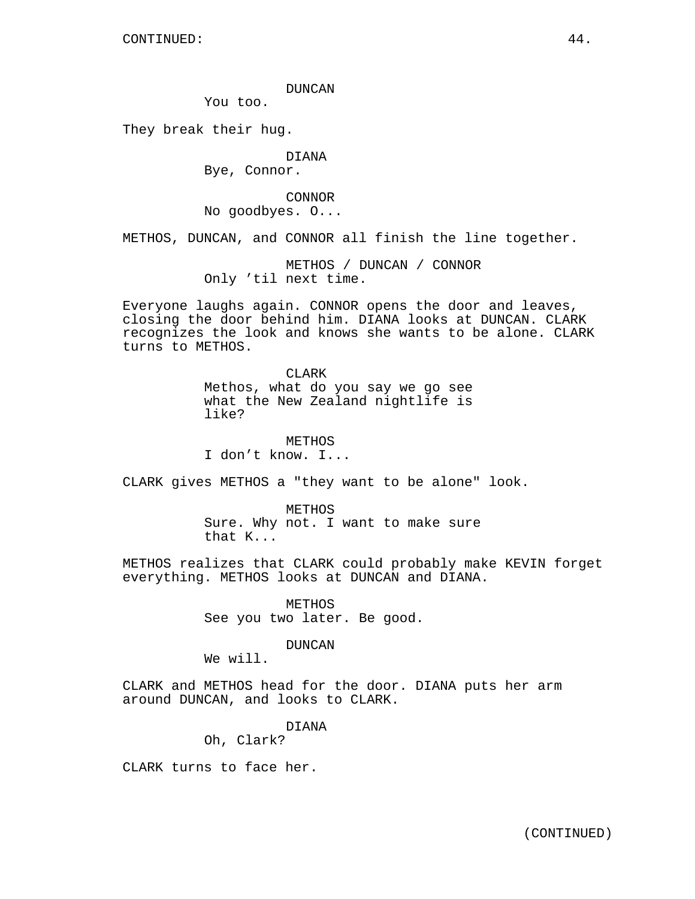DUNCAN
You too.

They break their hug.

DIANA
Bye, Connor.

CONNOR
No goodbyes. O...

METHOS, DUNCAN, and CONNOR all finish the line together.

METHOS / DUNCAN / CONNOR
Only ’til next time.

Everyone laughs again. CONNOR opens the door and leaves, closing the door behind him. DIANA looks at DUNCAN. CLARK recognizes the look and knows she wants to be alone. CLARK turns to METHOS.

CLARK
Methos, what do you say we go see what the New Zealand nightlife is like?

METHOS
I don’t know. I...

CLARK gives METHOS a "they want to be alone" look.

METHOS
Sure. Why not. I want to make sure that K...

METHOS realizes that CLARK could probably make KEVIN forget everything. METHOS looks at DUNCAN and DIANA.

METHOS
See you two later. Be good.

DUNCAN
We will.

CLARK and METHOS head for the door. DIANA puts her arm around DUNCAN, and looks to CLARK.

DIANA
Oh, Clark?

CLARK turns to face her.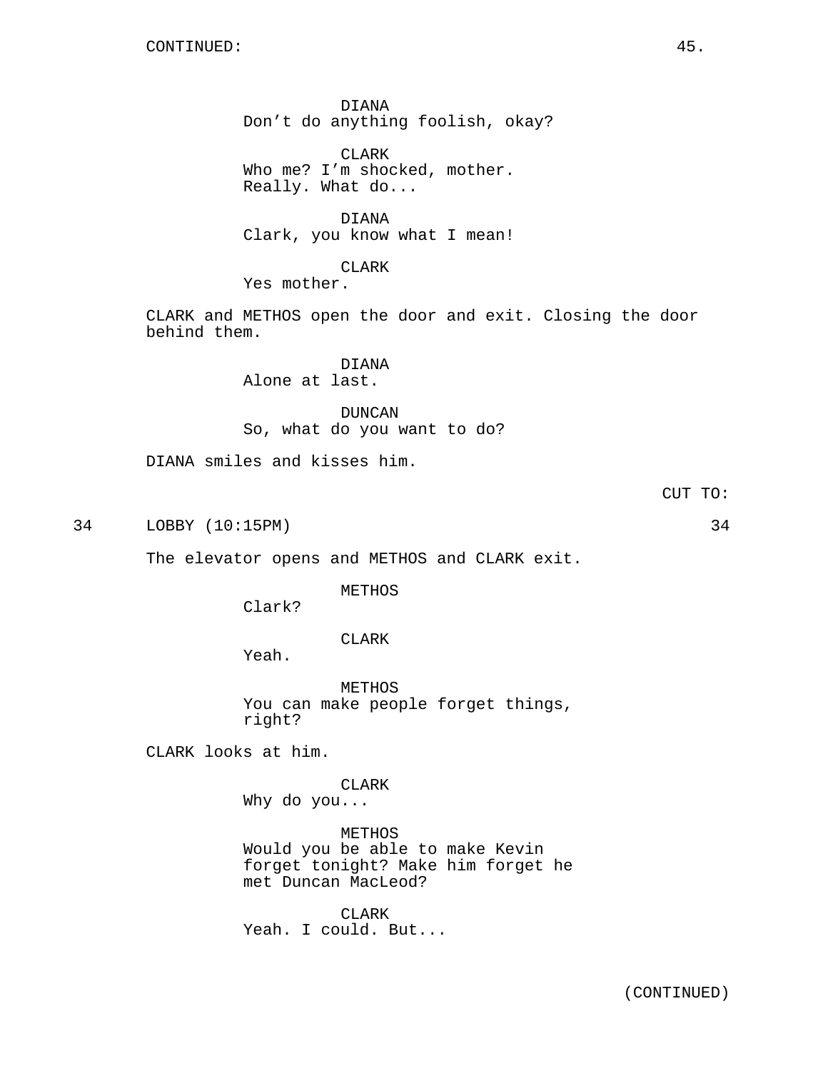DIANA
Don't do anything foolish, okay?

CLARK
Who me? I'm shocked, mother.
Really. What do...

DIANA
Clark, you know what I mean!

CLARK
Yes mother.

CLARK and METHOS open the door and exit. Closing the door behind them.

DIANA
Alone at last.

DUNCAN
So, what do you want to do?

DIANA smiles and kisses him.

CUT TO:

34 LOBBY (10:15PM) 34

The elevator opens and METHOS and CLARK exit.

METHOS
Clark?

CLARK
Yeah.

METHOS
You can make people forget things, right?

CLARK looks at him.

CLARK
Why do you...

METHOS
Would you be able to make Kevin forget tonight? Make him forget he met Duncan MacLeod?

CLARK
Yeah. I could. But...

(CONTINUED)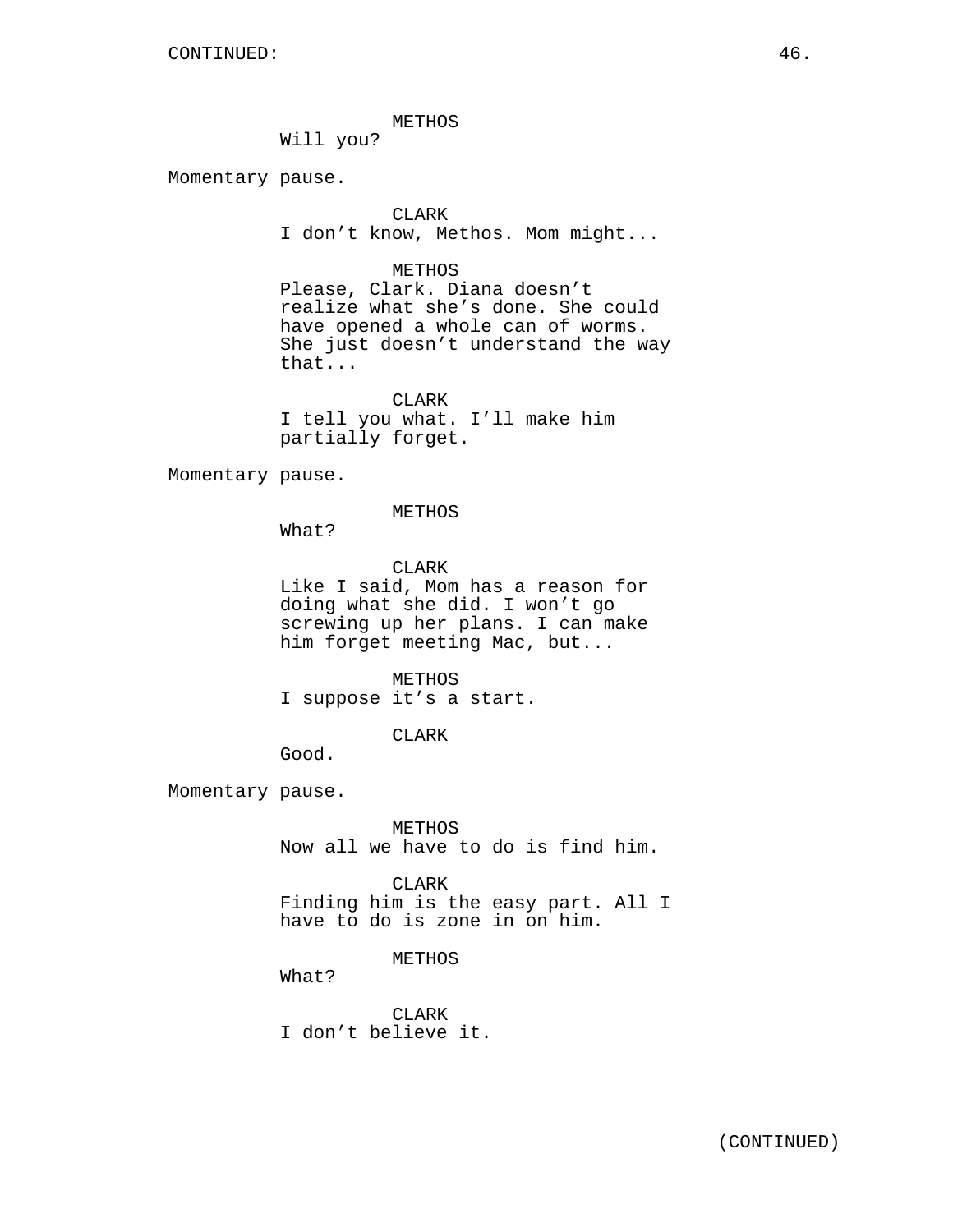METHOS
Will you?

Momentary pause.

CLARK
I don't know, Methos. Mom might...

METHOS
Please, Clark. Diana doesn't realize what she's done. She could have opened a whole can of worms. She just doesn't understand the way that...

CLARK
I tell you what. I'll make him partially forget.

Momentary pause.

METHOS
What?

CLARK
Like I said, Mom has a reason for doing what she did. I won't go screwing up her plans. I can make him forget meeting Mac, but...

METHOS
I suppose it's a start.

CLARK
Good.

Momentary pause.

METHOS
Now all we have to do is find him.

CLARK
Finding him is the easy part. All I have to do is zone in on him.

METHOS
What?

CLARK
I don't believe it.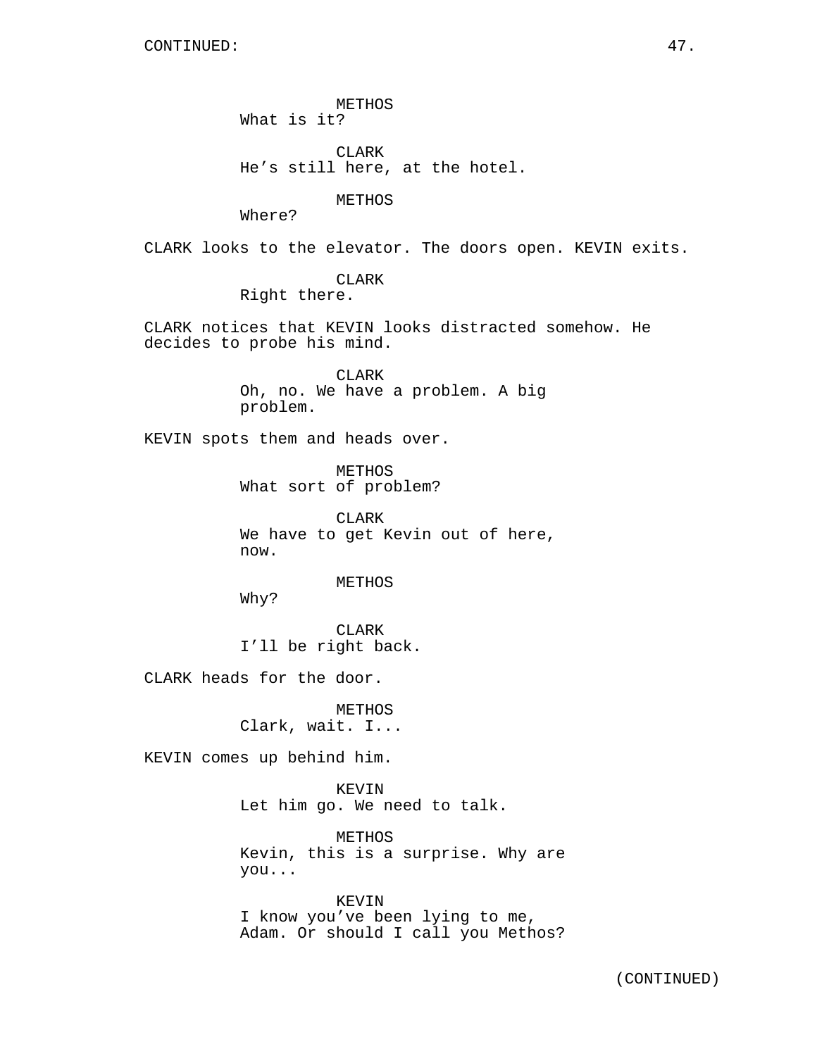METHOS
What is it?

CLARK
He's still here, at the hotel.

METHOS
Where?

CLARK looks to the elevator. The doors open. KEVIN exits.

CLARK
Right there.

CLARK notices that KEVIN looks distracted somehow. He decides to probe his mind.

CLARK
Oh, no. We have a problem. A big problem.

KEVIN spots them and heads over.

METHOS
What sort of problem?

CLARK
We have to get Kevin out of here, now.

METHOS
Why?

CLARK
I'll be right back.

CLARK heads for the door.

METHOS
Clark, wait. I...

KEVIN comes up behind him.

KEVIN
Let him go. We need to talk.

METHOS
Kevin, this is a surprise. Why are you...

KEVIN
I know you've been lying to me, Adam. Or should I call you Methos?

(CONTINUED)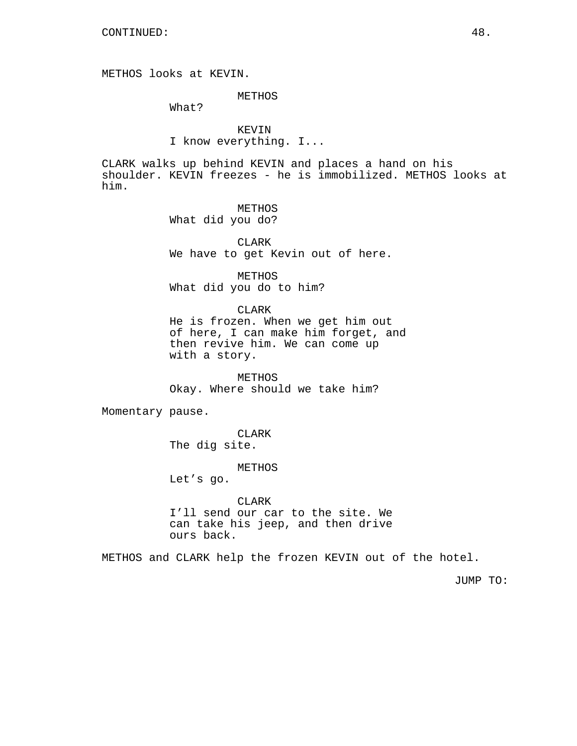CONTINUED:

METHOS looks at KEVIN.

METHOS
What?

KEVIN
I know everything. I...

CLARK walks up behind KEVIN and places a hand on his shoulder. KEVIN freezes - he is immobilized. METHOS looks at him.

METHOS
What did you do?

CLARK
We have to get Kevin out of here.

METHOS
What did you do to him?

CLARK
He is frozen. When we get him out of here, I can make him forget, and then revive him. We can come up with a story.

METHOS
Okay. Where should we take him?

Momentary pause.

CLARK
The dig site.

METHOS
Let's go.

CLARK
I'll send our car to the site. We can take his jeep, and then drive ours back.

METHOS and CLARK help the frozen KEVIN out of the hotel.

JUMP TO: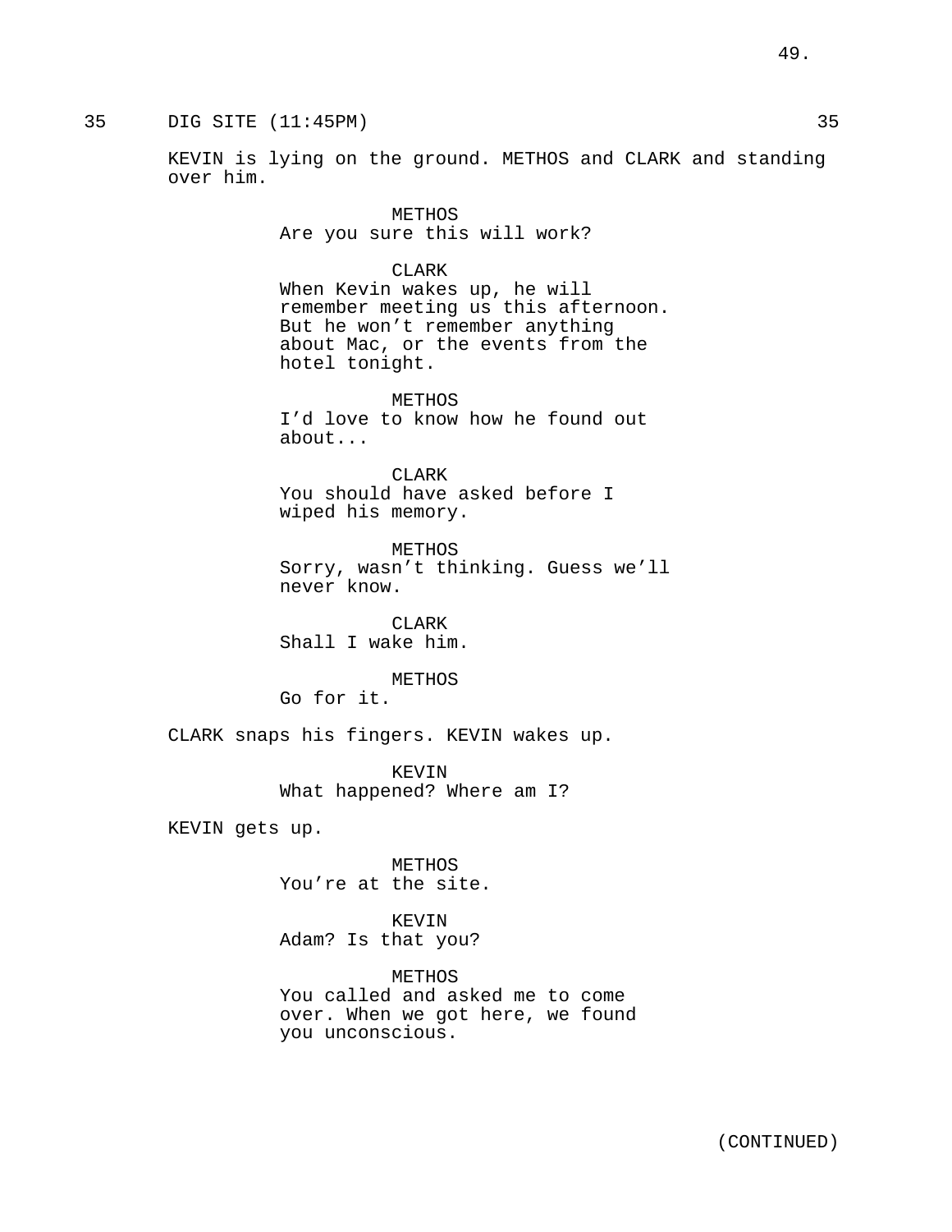35 DIG SITE (11:45PM) 35

KEVIN is lying on the ground. METHOS and CLARK and standing over him.

METHOS
Are you sure this will work?

CLARK
When Kevin wakes up, he will remember meeting us this afternoon. But he won't remember anything about Mac, or the events from the hotel tonight.

METHOS
I'd love to know how he found out about...

CLARK
You should have asked before I wiped his memory.

METHOS
Sorry, wasn't thinking. Guess we'll never know.

CLARK
Shall I wake him.

METHOS
Go for it.

CLARK snaps his fingers. KEVIN wakes up.

KEVIN
What happened? Where am I?

KEVIN gets up.

METHOS
You're at the site.

KEVIN
Adam? Is that you?

METHOS
You called and asked me to come over. When we got here, we found you unconscious.

(CONTINUED)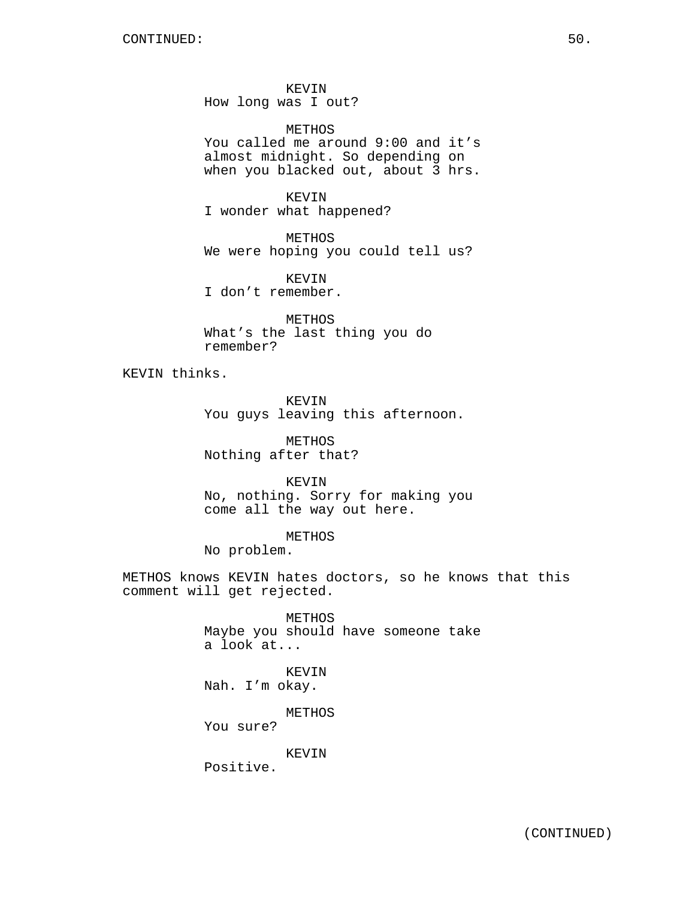CONTINUED:

KEVIN
How long was I out?

METHOS
You called me around 9:00 and it's almost midnight. So depending on when you blacked out, about 3 hrs.

KEVIN
I wonder what happened?

METHOS
We were hoping you could tell us?

KEVIN
I don't remember.

METHOS
What's the last thing you do remember?

KEVIN thinks.

KEVIN
You guys leaving this afternoon.

METHOS
Nothing after that?

KEVIN
No, nothing. Sorry for making you come all the way out here.

METHOS
No problem.

METHOS knows KEVIN hates doctors, so he knows that this comment will get rejected.

METHOS
Maybe you should have someone take a look at...

KEVIN
Nah. I'm okay.

METHOS
You sure?

KEVIN
Positive.

(CONTINUED)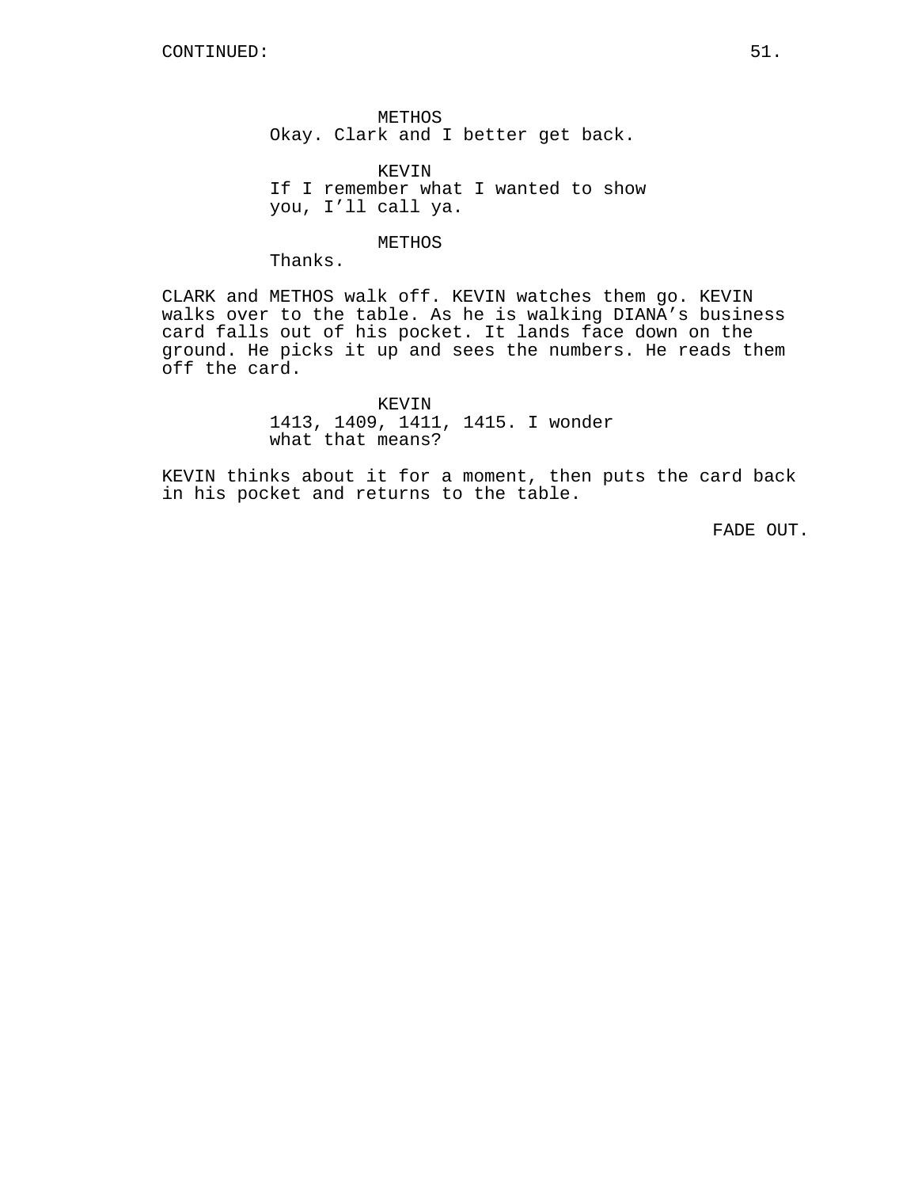CONTINUED:

METHOS
Okay. Clark and I better get back.

KEVIN
If I remember what I wanted to show you, I'll call ya.

METHOS
Thanks.

CLARK and METHOS walk off. KEVIN watches them go. KEVIN walks over to the table. As he is walking DIANA's business card falls out of his pocket. It lands face down on the ground. He picks it up and sees the numbers. He reads them off the card.

KEVIN
1413, 1409, 1411, 1415. I wonder what that means?

KEVIN thinks about it for a moment, then puts the card back in his pocket and returns to the table.

FADE OUT.